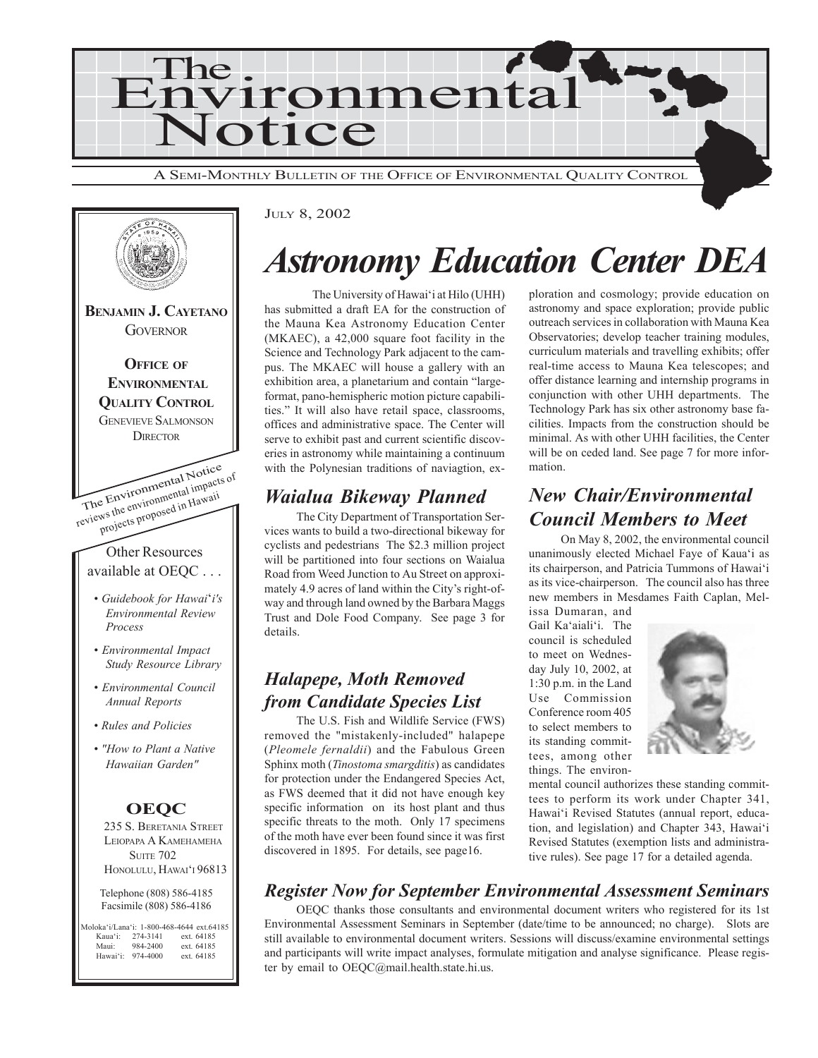# The Environmental Notice

A SEMI-MONTHLY BULLETIN OF THE OFFICE OF ENVIRONMENTAL QUALITY CONTROL

**BENJAMIN J. CAYETANO**
GOVERNOR

**OFFICE OF ENVIRONMENTAL QUALITY CONTROL**
GENEVIEVE SALMONSON
DIRECTOR

The Environmental Notice reviews the environmental impacts of projects proposed in Hawaii

Other Resources available at OEQC . . .

- *Guidebook for Hawai'i's Environmental Review Process*
- *Environmental Impact Study Resource Library*
- *Environmental Council Annual Reports*
- *Rules and Policies*
- *"How to Plant a Native Hawaiian Garden"*

**OEQC**
235 S. BERETANIA STREET
LEIOPAPA A KAMEHAMEHA
SUITE 702
HONOLULU, HAWAI'I 96813

Telephone (808) 586-4185
Facsimile (808) 586-4186

Moloka'i/Lana'i: 1-800-468-4644 ext.64185
Kaua'i: 274-3141 ext. 64185
Maui: 984-2400 ext. 64185
Hawai'i: 974-4000 ext. 64185

JULY 8, 2002

# *Astronomy Education Center DEA*

The University of Hawai'i at Hilo (UHH) has submitted a draft EA for the construction of the Mauna Kea Astronomy Education Center (MKAEC), a 42,000 square foot facility in the Science and Technology Park adjacent to the campus. The MKAEC will house a gallery with an exhibition area, a planetarium and contain "large-format, pano-hemispheric motion picture capabilities." It will also have retail space, classrooms, offices and administrative space. The Center will serve to exhibit past and current scientific discoveries in astronomy while maintaining a continuum with the Polynesian traditions of naviagtion, exploration and cosmology; provide education on astronomy and space exploration; provide public outreach services in collaboration with Mauna Kea Observatories; develop teacher training modules, curriculum materials and travelling exhibits; offer real-time access to Mauna Kea telescopes; and offer distance learning and internship programs in conjunction with other UHH departments. The Technology Park has six other astronomy base facilities. Impacts from the construction should be minimal. As with other UHH facilities, the Center will be on ceded land. See page 7 for more information.

## *Waialua Bikeway Planned*

The City Department of Transportation Services wants to build a two-directional bikeway for cyclists and pedestrians The $2.3 million project will be partitioned into four sections on Waialua Road from Weed Junction to Au Street on approximately 4.9 acres of land within the City's right-of-way and through land owned by the Barbara Maggs Trust and Dole Food Company. See page 3 for details.

## *Halapepe, Moth Removed from Candidate Species List*

The U.S. Fish and Wildlife Service (FWS) removed the "mistakenly-included" halapepe (*Pleomele fernaldii*) and the Fabulous Green Sphinx moth (*Tinostoma smargditis*) as candidates for protection under the Endangered Species Act, as FWS deemed that it did not have enough key specific information on its host plant and thus specific threats to the moth. Only 17 specimens of the moth have ever been found since it was first discovered in 1895. For details, see page16.

## *New Chair/Environmental Council Members to Meet*

On May 8, 2002, the environmental council unanimously elected Michael Faye of Kaua'i as its chairperson, and Patricia Tummons of Hawai'i as its vice-chairperson. The council also has three new members in Mesdames Faith Caplan, Melissa Dumaran, and Gail Ka'aiali'i. The council is scheduled to meet on Wednesday July 10, 2002, at 1:30 p.m. in the Land Use Commission Conference room 405 to select members to its standing committees, among other things. The environmental council authorizes these standing committees to perform its work under Chapter 341, Hawai'i Revised Statutes (annual report, education, and legislation) and Chapter 343, Hawai'i Revised Statutes (exemption lists and administrative rules). See page 17 for a detailed agenda.

## *Register Now for September Environmental Assessment Seminars*

OEQC thanks those consultants and environmental document writers who registered for its 1st Environmental Assessment Seminars in September (date/time to be announced; no charge). Slots are still available to environmental document writers. Sessions will discuss/examine environmental settings and participants will write impact analyses, formulate mitigation and analyse significance. Please register by email to OEQC@mail.health.state.hi.us.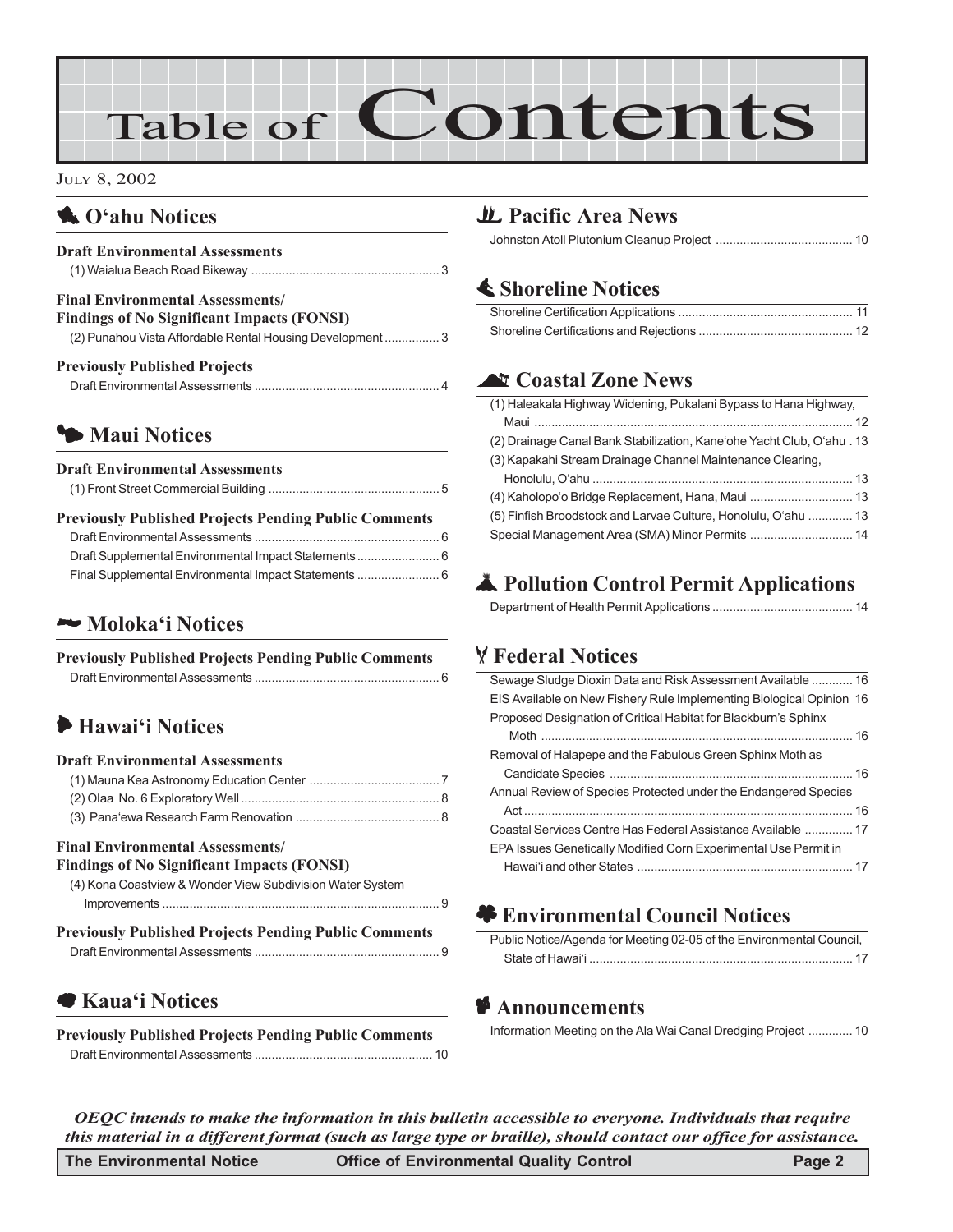# Table of Contents

JULY 8, 2002

## O'ahu Notices

**Draft Environmental Assessments**

(1) Waialua Beach Road Bikeway .......................................................... 3

**Final Environmental Assessments/ Findings of No Significant Impacts (FONSI)**

(2) Punahou Vista Affordable Rental Housing Development ................ 3

**Previously Published Projects**

Draft Environmental Assessments ...................................................... 4

## Maui Notices

**Draft Environmental Assessments**

(1) Front Street Commercial Building .................................................. 5

**Previously Published Projects Pending Public Comments**

Draft Environmental Assessments ...................................................... 6

Draft Supplemental Environmental Impact Statements ........................ 6

Final Supplemental Environmental Impact Statements ........................ 6

## Moloka'i Notices

**Previously Published Projects Pending Public Comments**

Draft Environmental Assessments ...................................................... 6

## Hawai'i Notices

**Draft Environmental Assessments**

(1) Mauna Kea Astronomy Education Center ...................................... 7

(2) Olaa No. 6 Exploratory Well .......................................................... 8

(3) Pana'ewa Research Farm Renovation .......................................... 8

**Final Environmental Assessments/ Findings of No Significant Impacts (FONSI)**

(4) Kona Coastview & Wonder View Subdivision Water System Improvements ................................................................................ 9

**Previously Published Projects Pending Public Comments**

Draft Environmental Assessments ...................................................... 9

## Kaua'i Notices

**Previously Published Projects Pending Public Comments**

Draft Environmental Assessments .................................................... 10

## Pacific Area News

Johnston Atoll Plutonium Cleanup Project ........................................ 10

## Shoreline Notices

Shoreline Certification Applications ................................................... 11

Shoreline Certifications and Rejections ............................................. 12

## Coastal Zone News

(1) Haleakala Highway Widening, Pukalani Bypass to Hana Highway, Maui ............................................................................................. 12

(2) Drainage Canal Bank Stabilization, Kane'ohe Yacht Club, O'ahu . 13

(3) Kapakahi Stream Drainage Channel Maintenance Clearing, Honolulu, O'ahu ............................................................................ 13

(4) Kaholopo'o Bridge Replacement, Hana, Maui .............................. 13

(5) Finfish Broodstock and Larvae Culture, Honolulu, O'ahu ............. 13

Special Management Area (SMA) Minor Permits .............................. 14

## Pollution Control Permit Applications

Department of Health Permit Applications ......................................... 14

## Federal Notices

Sewage Sludge Dioxin Data and Risk Assessment Available ............ 16

EIS Available on New Fishery Rule Implementing Biological Opinion 16

Proposed Designation of Critical Habitat for Blackburn's Sphinx Moth ............................................................................................ 16

Removal of Halapepe and the Fabulous Green Sphinx Moth as Candidate Species ....................................................................... 16

Annual Review of Species Protected under the Endangered Species Act ................................................................................................ 16

Coastal Services Centre Has Federal Assistance Available .............. 17

EPA Issues Genetically Modified Corn Experimental Use Permit in Hawai'i and other States ............................................................... 17

## Environmental Council Notices

Public Notice/Agenda for Meeting 02-05 of the Environmental Council, State of Hawai'i ............................................................................. 17

## Announcements

Information Meeting on the Ala Wai Canal Dredging Project ............. 10

***OEQC intends to make the information in this bulletin accessible to everyone. Individuals that require this material in a different format (such as large type or braille), should contact our office for assistance.***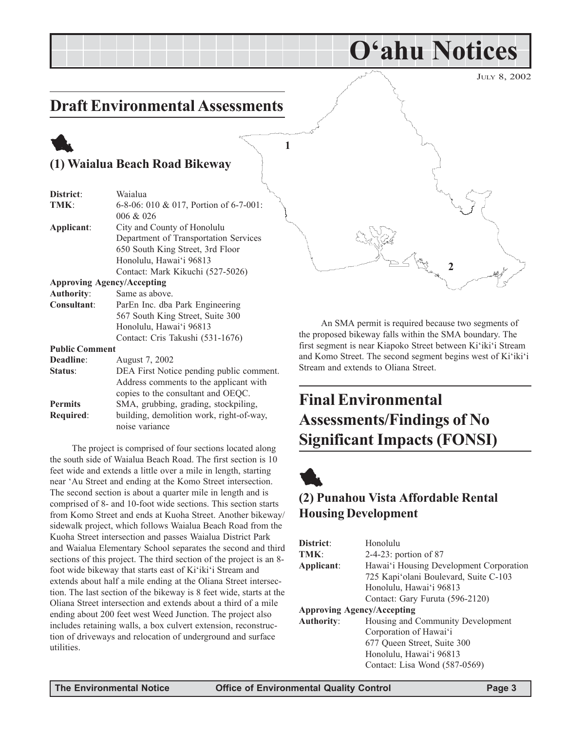# O'ahu Notices

JULY 8, 2002

## Draft Environmental Assessments

### (1) Waialua Beach Road Bikeway

| | |
|---|---|
| **District**: | Waialua |
| **TMK**: | 6-8-06: 010 & 017, Portion of 6-7-001: 006 & 026 |
| **Applicant**: | City and County of Honolulu<br>Department of Transportation Services<br>650 South King Street, 3rd Floor<br>Honolulu, Hawai'i 96813<br>Contact: Mark Kikuchi (527-5026) |
| **Approving Agency/Accepting Authority**: | Same as above. |
| **Consultant**: | ParEn Inc. dba Park Engineering<br>567 South King Street, Suite 300<br>Honolulu, Hawai'i 96813<br>Contact: Cris Takushi (531-1676) |
| **Public Comment Deadline**: | August 7, 2002 |
| **Status**: | DEA First Notice pending public comment. Address comments to the applicant with copies to the consultant and OEQC. |
| **Permits Required**: | SMA, grubbing, grading, stockpiling, building, demolition work, right-of-way, noise variance |

The project is comprised of four sections located along the south side of Waialua Beach Road. The first section is 10 feet wide and extends a little over a mile in length, starting near 'Au Street and ending at the Komo Street intersection. The second section is about a quarter mile in length and is comprised of 8- and 10-foot wide sections. This section starts from Komo Street and ends at Kuoha Street. Another bikeway/sidewalk project, which follows Waialua Beach Road from the Kuoha Street intersection and passes Waialua District Park and Waialua Elementary School separates the second and third sections of this project. The third section of the project is an 8-foot wide bikeway that starts east of Ki'iki'i Stream and extends about half a mile ending at the Oliana Street intersection. The last section of the bikeway is 8 feet wide, starts at the Oliana Street intersection and extends about a third of a mile ending about 200 feet west Weed Junction. The project also includes retaining walls, a box culvert extension, reconstruction of driveways and relocation of underground and surface utilities.

An SMA permit is required because two segments of the proposed bikeway falls within the SMA boundary. The first segment is near Kiapoko Street between Ki'iki'i Stream and Komo Street. The second segment begins west of Ki'iki'i Stream and extends to Oliana Street.

## Final Environmental Assessments/Findings of No Significant Impacts (FONSI)

### (2) Punahou Vista Affordable Rental Housing Development

| | |
|---|---|
| **District**: | Honolulu |
| **TMK**: | 2-4-23: portion of 87 |
| **Applicant**: | Hawai'i Housing Development Corporation<br>725 Kapi'olani Boulevard, Suite C-103<br>Honolulu, Hawai'i 96813<br>Contact: Gary Furuta (596-2120) |
| **Approving Agency/Accepting Authority**: | Housing and Community Development Corporation of Hawai'i<br>677 Queen Street, Suite 300<br>Honolulu, Hawai'i 96813<br>Contact: Lisa Wond (587-0569) |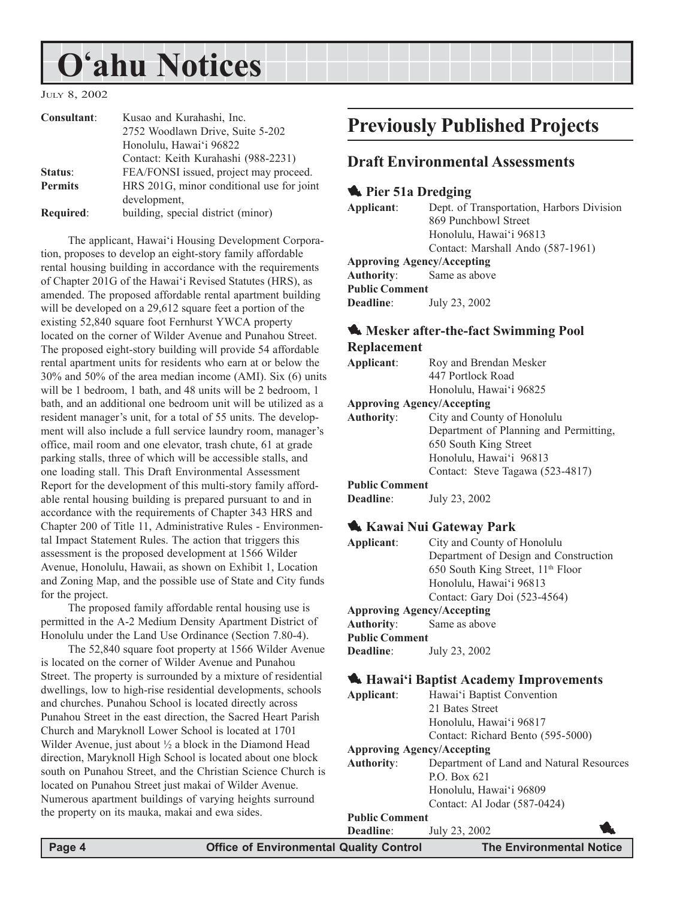| | |
|---|---|
| **Consultant**: | Kusao and Kurahashi, Inc. 2752 Woodlawn Drive, Suite 5-202 Honolulu, Hawai'i 96822 Contact: Keith Kurahashi (988-2231) |
| **Status**: | FEA/FONSI issued, project may proceed. |
| **Permits Required**: | HRS 201G, minor conditional use for joint development, building, special district (minor) |

The applicant, Hawai'i Housing Development Corporation, proposes to develop an eight-story family affordable rental housing building in accordance with the requirements of Chapter 201G of the Hawai'i Revised Statutes (HRS), as amended. The proposed affordable rental apartment building will be developed on a 29,612 square feet a portion of the existing 52,840 square foot Fernhurst YWCA property located on the corner of Wilder Avenue and Punahou Street. The proposed eight-story building will provide 54 affordable rental apartment units for residents who earn at or below the 30% and 50% of the area median income (AMI). Six (6) units will be 1 bedroom, 1 bath, and 48 units will be 2 bedroom, 1 bath, and an additional one bedroom unit will be utilized as a resident manager's unit, for a total of 55 units. The development will also include a full service laundry room, manager's office, mail room and one elevator, trash chute, 61 at grade parking stalls, three of which will be accessible stalls, and one loading stall. This Draft Environmental Assessment Report for the development of this multi-story family affordable rental housing building is prepared pursuant to and in accordance with the requirements of Chapter 343 HRS and Chapter 200 of Title 11, Administrative Rules - Environmental Impact Statement Rules. The action that triggers this assessment is the proposed development at 1566 Wilder Avenue, Honolulu, Hawaii, as shown on Exhibit 1, Location and Zoning Map, and the possible use of State and City funds for the project.

The proposed family affordable rental housing use is permitted in the A-2 Medium Density Apartment District of Honolulu under the Land Use Ordinance (Section 7.80-4).

The 52,840 square foot property at 1566 Wilder Avenue is located on the corner of Wilder Avenue and Punahou Street. The property is surrounded by a mixture of residential dwellings, low to high-rise residential developments, schools and churches. Punahou School is located directly across Punahou Street in the east direction, the Sacred Heart Parish Church and Maryknoll Lower School is located at 1701 Wilder Avenue, just about ½ a block in the Diamond Head direction, Maryknoll High School is located about one block south on Punahou Street, and the Christian Science Church is located on Punahou Street just makai of Wilder Avenue. Numerous apartment buildings of varying heights surround the property on its mauka, makai and ewa sides.

# Previously Published Projects

## Draft Environmental Assessments

### Pier 51a Dredging

| | |
|---|---|
| **Applicant**: | Dept. of Transportation, Harbors Division 869 Punchbowl Street Honolulu, Hawai'i 96813 Contact: Marshall Ando (587-1961) |
| **Approving Agency/Accepting Authority**: | Same as above |
| **Public Comment Deadline**: | July 23, 2002 |

### Mesker after-the-fact Swimming Pool Replacement

| | |
|---|---|
| **Applicant**: | Roy and Brendan Mesker 447 Portlock Road Honolulu, Hawai'i 96825 |
| **Approving Agency/Accepting Authority**: | City and County of Honolulu Department of Planning and Permitting, 650 South King Street Honolulu, Hawai'i 96813 Contact: Steve Tagawa (523-4817) |
| **Public Comment Deadline**: | July 23, 2002 |

### Kawai Nui Gateway Park

| | |
|---|---|
| **Applicant**: | City and County of Honolulu Department of Design and Construction 650 South King Street, 11th Floor Honolulu, Hawai'i 96813 Contact: Gary Doi (523-4564) |
| **Approving Agency/Accepting Authority**: | Same as above |
| **Public Comment Deadline**: | July 23, 2002 |

### Hawai'i Baptist Academy Improvements

| | |
|---|---|
| **Applicant**: | Hawai'i Baptist Convention 21 Bates Street Honolulu, Hawai'i 96817 Contact: Richard Bento (595-5000) |
| **Approving Agency/Accepting Authority**: | Department of Land and Natural Resources P.O. Box 621 Honolulu, Hawai'i 96809 Contact: Al Jodar (587-0424) |
| **Public Comment Deadline**: | July 23, 2002 |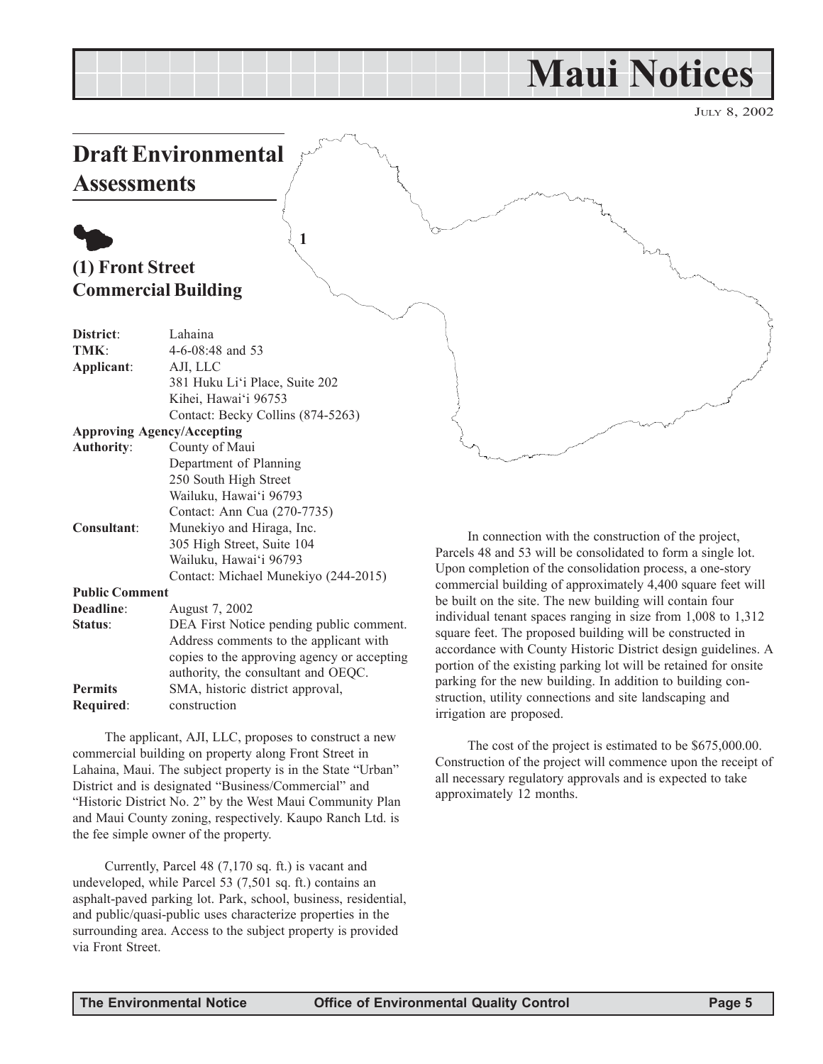# Maui Notices

JULY 8, 2002

## Draft Environmental Assessments

### (1) Front Street Commercial Building

**District**: Lahaina
**TMK**: 4-6-08:48 and 53
**Applicant**: AJI, LLC
381 Huku Li'i Place, Suite 202
Kihei, Hawai'i 96753
Contact: Becky Collins (874-5263)

**Approving Agency/Accepting Authority**: County of Maui
Department of Planning
250 South High Street
Wailuku, Hawai'i 96793
Contact: Ann Cua (270-7735)

**Consultant**: Munekiyo and Hiraga, Inc.
305 High Street, Suite 104
Wailuku, Hawai'i 96793
Contact: Michael Munekiyo (244-2015)

**Public Comment Deadline**: August 7, 2002

**Status**: DEA First Notice pending public comment. Address comments to the applicant with copies to the approving agency or accepting authority, the consultant and OEQC.

**Permits Required**: SMA, historic district approval, construction

The applicant, AJI, LLC, proposes to construct a new commercial building on property along Front Street in Lahaina, Maui. The subject property is in the State "Urban" District and is designated "Business/Commercial" and "Historic District No. 2" by the West Maui Community Plan and Maui County zoning, respectively. Kaupo Ranch Ltd. is the fee simple owner of the property.

Currently, Parcel 48 (7,170 sq. ft.) is vacant and undeveloped, while Parcel 53 (7,501 sq. ft.) contains an asphalt-paved parking lot. Park, school, business, residential, and public/quasi-public uses characterize properties in the surrounding area. Access to the subject property is provided via Front Street.

In connection with the construction of the project, Parcels 48 and 53 will be consolidated to form a single lot. Upon completion of the consolidation process, a one-story commercial building of approximately 4,400 square feet will be built on the site. The new building will contain four individual tenant spaces ranging in size from 1,008 to 1,312 square feet. The proposed building will be constructed in accordance with County Historic District design guidelines. A portion of the existing parking lot will be retained for onsite parking for the new building. In addition to building construction, utility connections and site landscaping and irrigation are proposed.

The cost of the project is estimated to be $675,000.00. Construction of the project will commence upon the receipt of all necessary regulatory approvals and is expected to take approximately 12 months.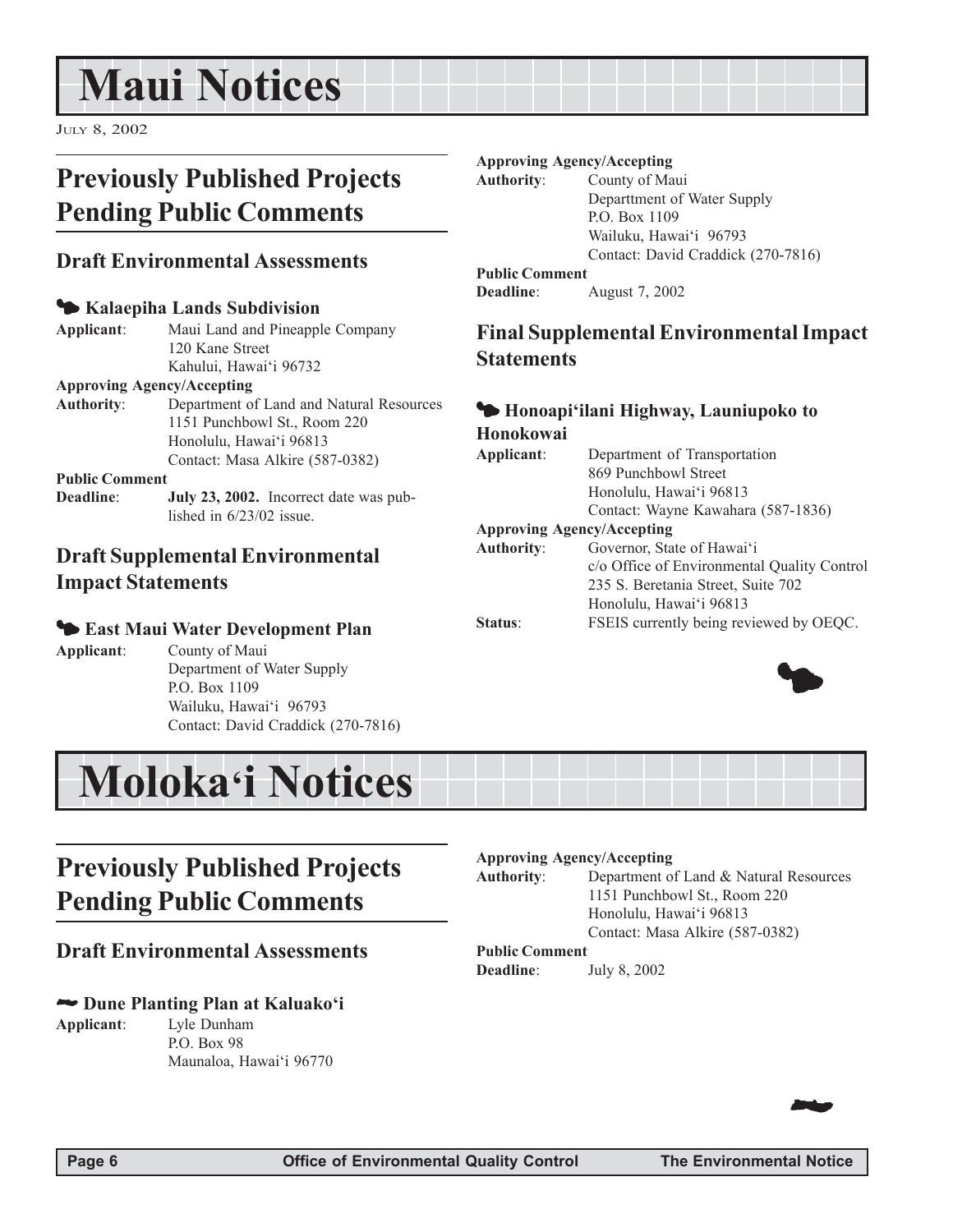# Maui Notices

July 8, 2002

## Previously Published Projects Pending Public Comments

### Draft Environmental Assessments

#### Kalaepiha Lands Subdivision

**Applicant**: Maui Land and Pineapple Company
120 Kane Street
Kahului, Hawai'i 96732

**Approving Agency/Accepting Authority**: Department of Land and Natural Resources
1151 Punchbowl St., Room 220
Honolulu, Hawai'i 96813
Contact: Masa Alkire (587-0382)

**Public Comment Deadline**: **July 23, 2002.** Incorrect date was published in 6/23/02 issue.

### Draft Supplemental Environmental Impact Statements

#### East Maui Water Development Plan

**Applicant**: County of Maui
Department of Water Supply
P.O. Box 1109
Wailuku, Hawai'i 96793
Contact: David Craddick (270-7816)

**Approving Agency/Accepting Authority**: County of Maui
Departtment of Water Supply
P.O. Box 1109
Wailuku, Hawai'i 96793
Contact: David Craddick (270-7816)

**Public Comment Deadline**: August 7, 2002

### Final Supplemental Environmental Impact Statements

#### Honoapi'ilani Highway, Launiupoko to Honokowai

**Applicant**: Department of Transportation
869 Punchbowl Street
Honolulu, Hawai'i 96813
Contact: Wayne Kawahara (587-1836)

**Approving Agency/Accepting Authority**: Governor, State of Hawai'i
c/o Office of Environmental Quality Control
235 S. Beretania Street, Suite 702
Honolulu, Hawai'i 96813

**Status**: FSEIS currently being reviewed by OEQC.

# Moloka'i Notices

## Previously Published Projects Pending Public Comments

### Draft Environmental Assessments

#### Dune Planting Plan at Kaluako'i

**Applicant**: Lyle Dunham
P.O. Box 98
Maunaloa, Hawai'i 96770

**Approving Agency/Accepting Authority**: Department of Land & Natural Resources
1151 Punchbowl St., Room 220
Honolulu, Hawai'i 96813
Contact: Masa Alkire (587-0382)

**Public Comment Deadline**: July 8, 2002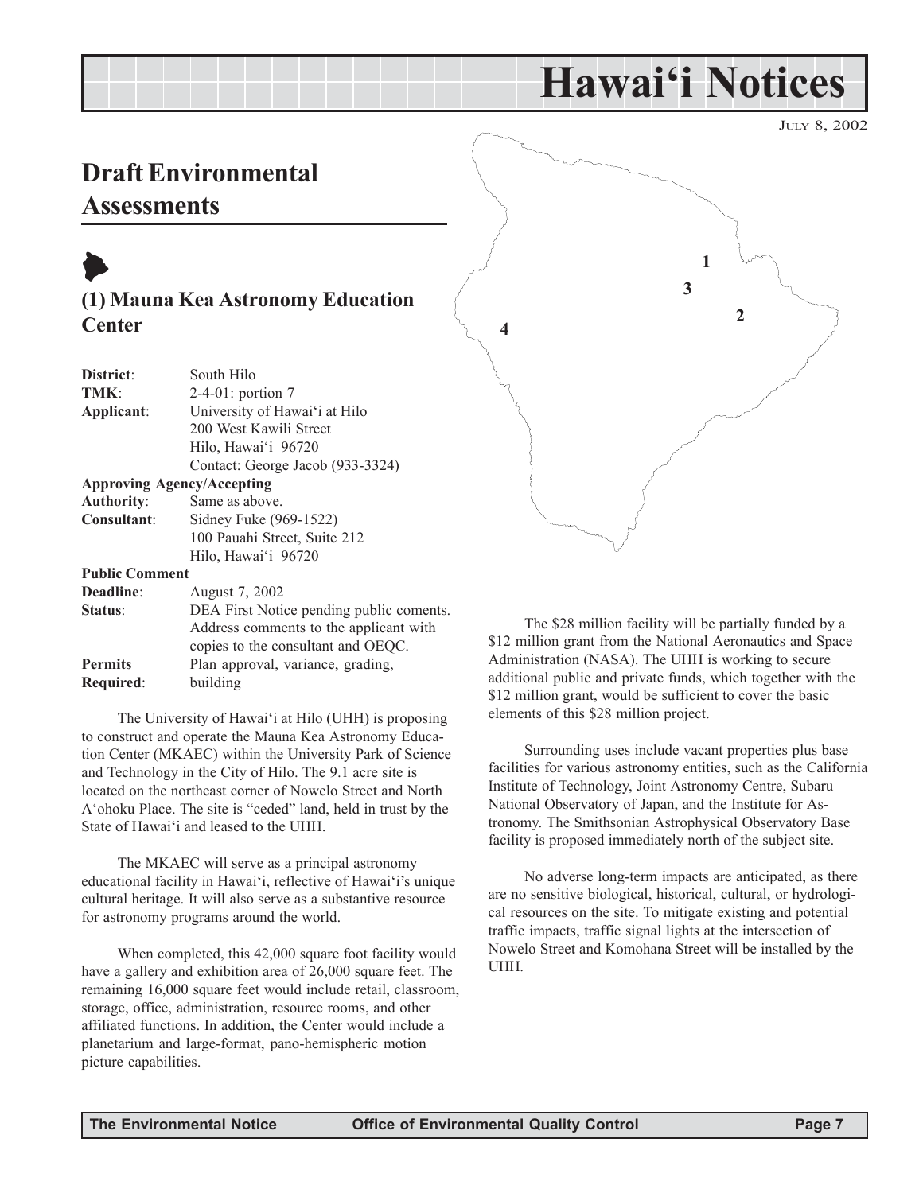# Hawai'i Notices

JULY 8, 2002

## Draft Environmental Assessments

### (1) Mauna Kea Astronomy Education Center

| | |
|---|---|
| **District**: | South Hilo |
| **TMK**: | 2-4-01: portion 7 |
| **Applicant**: | University of Hawai'i at Hilo<br>200 West Kawili Street<br>Hilo, Hawai'i 96720<br>Contact: George Jacob (933-3324) |
| **Approving Agency/Accepting Authority**: | Same as above. |
| **Consultant**: | Sidney Fuke (969-1522)<br>100 Pauahi Street, Suite 212<br>Hilo, Hawai'i 96720 |
| **Public Comment Deadline**: | August 7, 2002 |
| **Status**: | DEA First Notice pending public coments. Address comments to the applicant with copies to the consultant and OEQC. |
| **Permits Required**: | Plan approval, variance, grading, building |

The University of Hawai'i at Hilo (UHH) is proposing to construct and operate the Mauna Kea Astronomy Education Center (MKAEC) within the University Park of Science and Technology in the City of Hilo. The 9.1 acre site is located on the northeast corner of Nowelo Street and North A'ohoku Place. The site is "ceded" land, held in trust by the State of Hawai'i and leased to the UHH.

The MKAEC will serve as a principal astronomy educational facility in Hawai'i, reflective of Hawai'i's unique cultural heritage. It will also serve as a substantive resource for astronomy programs around the world.

When completed, this 42,000 square foot facility would have a gallery and exhibition area of 26,000 square feet. The remaining 16,000 square feet would include retail, classroom, storage, office, administration, resource rooms, and other affiliated functions. In addition, the Center would include a planetarium and large-format, pano-hemispheric motion picture capabilities.

The $28 million facility will be partially funded by a $12 million grant from the National Aeronautics and Space Administration (NASA). The UHH is working to secure additional public and private funds, which together with the $12 million grant, would be sufficient to cover the basic elements of this $28 million project.

Surrounding uses include vacant properties plus base facilities for various astronomy entities, such as the California Institute of Technology, Joint Astronomy Centre, Subaru National Observatory of Japan, and the Institute for Astronomy. The Smithsonian Astrophysical Observatory Base facility is proposed immediately north of the subject site.

No adverse long-term impacts are anticipated, as there are no sensitive biological, historical, cultural, or hydrological resources on the site. To mitigate existing and potential traffic impacts, traffic signal lights at the intersection of Nowelo Street and Komohana Street will be installed by the UHH.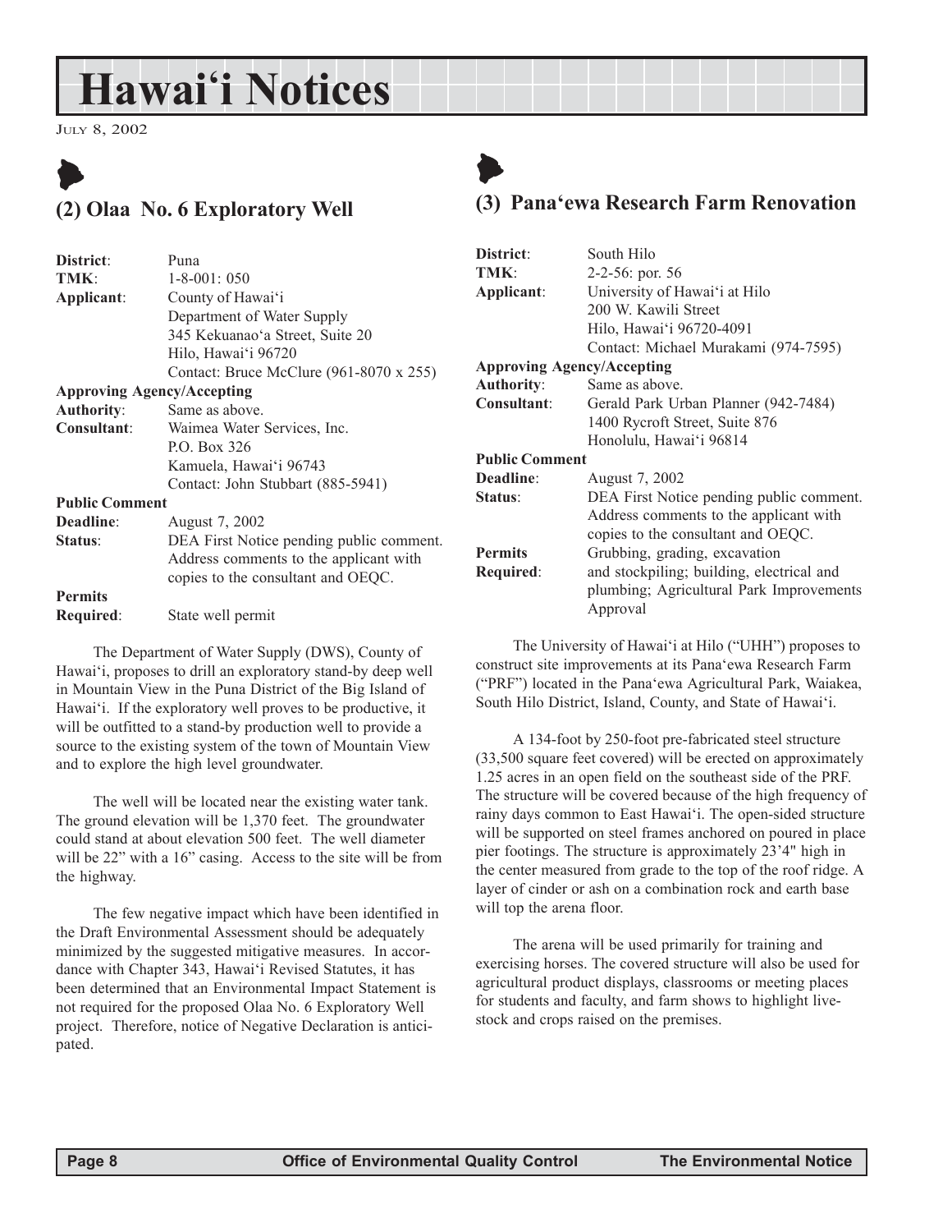# Hawai'i Notices

July 8, 2002

## (2) Olaa No. 6 Exploratory Well

**District**: Puna
**TMK**: 1-8-001: 050
**Applicant**: County of Hawai'i
Department of Water Supply
345 Kekuanao'a Street, Suite 20
Hilo, Hawai'i 96720
Contact: Bruce McClure (961-8070 x 255)

**Approving Agency/Accepting**
**Authority**: Same as above.
**Consultant**: Waimea Water Services, Inc.
P.O. Box 326
Kamuela, Hawai'i 96743
Contact: John Stubbart (885-5941)

**Public Comment**
**Deadline**: August 7, 2002
**Status**: DEA First Notice pending public comment. Address comments to the applicant with copies to the consultant and OEQC.

**Permits**
**Required**: State well permit

The Department of Water Supply (DWS), County of Hawai'i, proposes to drill an exploratory stand-by deep well in Mountain View in the Puna District of the Big Island of Hawai'i. If the exploratory well proves to be productive, it will be outfitted to a stand-by production well to provide a source to the existing system of the town of Mountain View and to explore the high level groundwater.

The well will be located near the existing water tank. The ground elevation will be 1,370 feet. The groundwater could stand at about elevation 500 feet. The well diameter will be 22" with a 16" casing. Access to the site will be from the highway.

The few negative impact which have been identified in the Draft Environmental Assessment should be adequately minimized by the suggested mitigative measures. In accordance with Chapter 343, Hawai'i Revised Statutes, it has been determined that an Environmental Impact Statement is not required for the proposed Olaa No. 6 Exploratory Well project. Therefore, notice of Negative Declaration is anticipated.

## (3) Pana'ewa Research Farm Renovation

**District**: South Hilo
**TMK**: 2-2-56: por. 56
**Applicant**: University of Hawai'i at Hilo
200 W. Kawili Street
Hilo, Hawai'i 96720-4091
Contact: Michael Murakami (974-7595)

**Approving Agency/Accepting**
**Authority**: Same as above.
**Consultant**: Gerald Park Urban Planner (942-7484)
1400 Rycroft Street, Suite 876
Honolulu, Hawai'i 96814

**Public Comment**
**Deadline**: August 7, 2002
**Status**: DEA First Notice pending public comment. Address comments to the applicant with copies to the consultant and OEQC.

**Permits**
**Required**: Grubbing, grading, excavation and stockpiling; building, electrical and plumbing; Agricultural Park Improvements Approval

The University of Hawai'i at Hilo ("UHH") proposes to construct site improvements at its Pana'ewa Research Farm ("PRF") located in the Pana'ewa Agricultural Park, Waiakea, South Hilo District, Island, County, and State of Hawai'i.

A 134-foot by 250-foot pre-fabricated steel structure (33,500 square feet covered) will be erected on approximately 1.25 acres in an open field on the southeast side of the PRF. The structure will be covered because of the high frequency of rainy days common to East Hawai'i. The open-sided structure will be supported on steel frames anchored on poured in place pier footings. The structure is approximately 23'4" high in the center measured from grade to the top of the roof ridge. A layer of cinder or ash on a combination rock and earth base will top the arena floor.

The arena will be used primarily for training and exercising horses. The covered structure will also be used for agricultural product displays, classrooms or meeting places for students and faculty, and farm shows to highlight livestock and crops raised on the premises.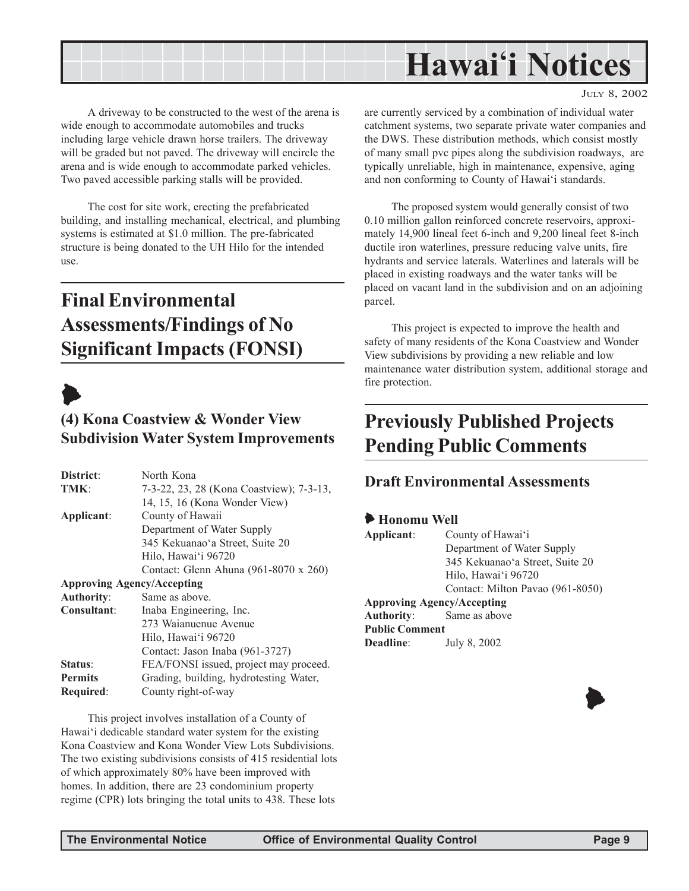A driveway to be constructed to the west of the arena is wide enough to accommodate automobiles and trucks including large vehicle drawn horse trailers. The driveway will be graded but not paved. The driveway will encircle the arena and is wide enough to accommodate parked vehicles. Two paved accessible parking stalls will be provided.

The cost for site work, erecting the prefabricated building, and installing mechanical, electrical, and plumbing systems is estimated at $1.0 million. The pre-fabricated structure is being donated to the UH Hilo for the intended use.

## Final Environmental Assessments/Findings of No Significant Impacts (FONSI)

### (4) Kona Coastview & Wonder View Subdivision Water System Improvements

**District**: North Kona
**TMK**: 7-3-22, 23, 28 (Kona Coastview); 7-3-13, 14, 15, 16 (Kona Wonder View)
**Applicant**: County of Hawaii
Department of Water Supply
345 Kekuanao'a Street, Suite 20
Hilo, Hawai'i 96720
Contact: Glenn Ahuna (961-8070 x 260)
**Approving Agency/Accepting Authority**: Same as above.
**Consultant**: Inaba Engineering, Inc.
273 Waianuenue Avenue
Hilo, Hawai'i 96720
Contact: Jason Inaba (961-3727)
**Status**: FEA/FONSI issued, project may proceed.
**Permits Required**: Grading, building, hydrotesting Water, County right-of-way

This project involves installation of a County of Hawai'i dedicable standard water system for the existing Kona Coastview and Kona Wonder View Lots Subdivisions. The two existing subdivisions consists of 415 residential lots of which approximately 80% have been improved with homes. In addition, there are 23 condominium property regime (CPR) lots bringing the total units to 438. These lots are currently serviced by a combination of individual water catchment systems, two separate private water companies and the DWS. These distribution methods, which consist mostly of many small pvc pipes along the subdivision roadways, are typically unreliable, high in maintenance, expensive, aging and non conforming to County of Hawai'i standards.

The proposed system would generally consist of two 0.10 million gallon reinforced concrete reservoirs, approximately 14,900 lineal feet 6-inch and 9,200 lineal feet 8-inch ductile iron waterlines, pressure reducing valve units, fire hydrants and service laterals. Waterlines and laterals will be placed in existing roadways and the water tanks will be placed on vacant land in the subdivision and on an adjoining parcel.

This project is expected to improve the health and safety of many residents of the Kona Coastview and Wonder View subdivisions by providing a new reliable and low maintenance water distribution system, additional storage and fire protection.

## Previously Published Projects Pending Public Comments

### Draft Environmental Assessments

**Honomu Well**

**Applicant**: County of Hawai'i
Department of Water Supply
345 Kekuanao'a Street, Suite 20
Hilo, Hawai'i 96720
Contact: Milton Pavao (961-8050)
**Approving Agency/Accepting Authority**: Same as above
**Public Comment Deadline**: July 8, 2002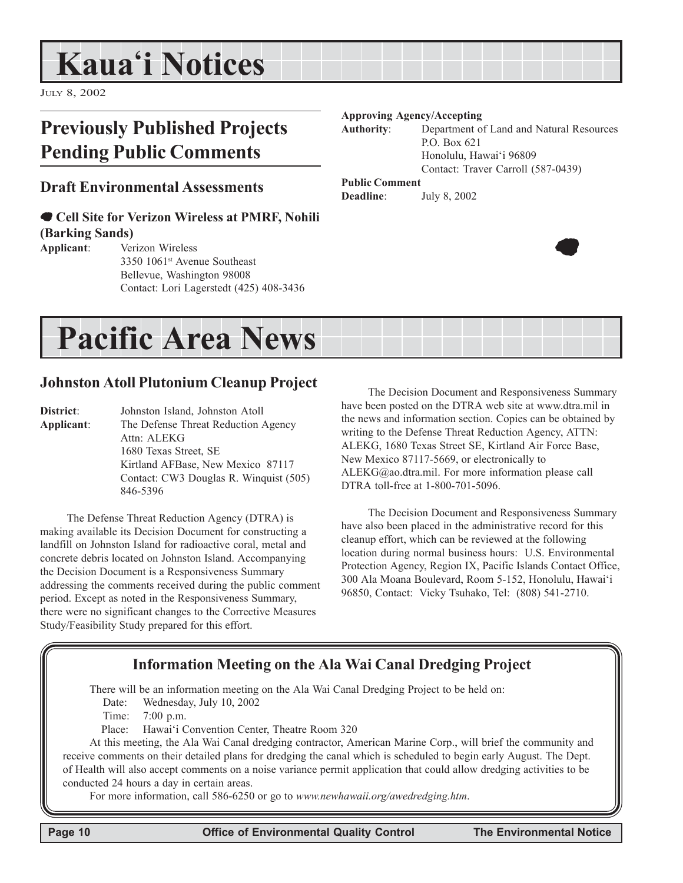# Kaua'i Notices

JULY 8, 2002

## Previously Published Projects Pending Public Comments

### Draft Environmental Assessments

#### Cell Site for Verizon Wireless at PMRF, Nohili (Barking Sands)

**Applicant**: Verizon Wireless
3350 1061st Avenue Southeast
Bellevue, Washington 98008
Contact: Lori Lagerstedt (425) 408-3436

**Approving Agency/Accepting Authority**: Department of Land and Natural Resources
P.O. Box 621
Honolulu, Hawai'i 96809
Contact: Traver Carroll (587-0439)

**Public Comment Deadline**: July 8, 2002

# Pacific Area News

### Johnston Atoll Plutonium Cleanup Project

**District**: Johnston Island, Johnston Atoll
**Applicant**: The Defense Threat Reduction Agency
Attn: ALEKG
1680 Texas Street, SE
Kirtland AFBase, New Mexico 87117
Contact: CW3 Douglas R. Winquist (505) 846-5396

The Defense Threat Reduction Agency (DTRA) is making available its Decision Document for constructing a landfill on Johnston Island for radioactive coral, metal and concrete debris located on Johnston Island. Accompanying the Decision Document is a Responsiveness Summary addressing the comments received during the public comment period. Except as noted in the Responsiveness Summary, there were no significant changes to the Corrective Measures Study/Feasibility Study prepared for this effort.

The Decision Document and Responsiveness Summary have been posted on the DTRA web site at www.dtra.mil in the news and information section. Copies can be obtained by writing to the Defense Threat Reduction Agency, ATTN: ALEKG, 1680 Texas Street SE, Kirtland Air Force Base, New Mexico 87117-5669, or electronically to ALEKG@ao.dtra.mil. For more information please call DTRA toll-free at 1-800-701-5096.

The Decision Document and Responsiveness Summary have also been placed in the administrative record for this cleanup effort, which can be reviewed at the following location during normal business hours: U.S. Environmental Protection Agency, Region IX, Pacific Islands Contact Office, 300 Ala Moana Boulevard, Room 5-152, Honolulu, Hawai'i 96850, Contact: Vicky Tsuhako, Tel: (808) 541-2710.

### Information Meeting on the Ala Wai Canal Dredging Project

There will be an information meeting on the Ala Wai Canal Dredging Project to be held on:

Date: Wednesday, July 10, 2002
Time: 7:00 p.m.
Place: Hawai'i Convention Center, Theatre Room 320

At this meeting, the Ala Wai Canal dredging contractor, American Marine Corp., will brief the community and receive comments on their detailed plans for dredging the canal which is scheduled to begin early August. The Dept. of Health will also accept comments on a noise variance permit application that could allow dredging activities to be conducted 24 hours a day in certain areas.

For more information, call 586-6250 or go to *www.newhawaii.org/awedredging.htm*.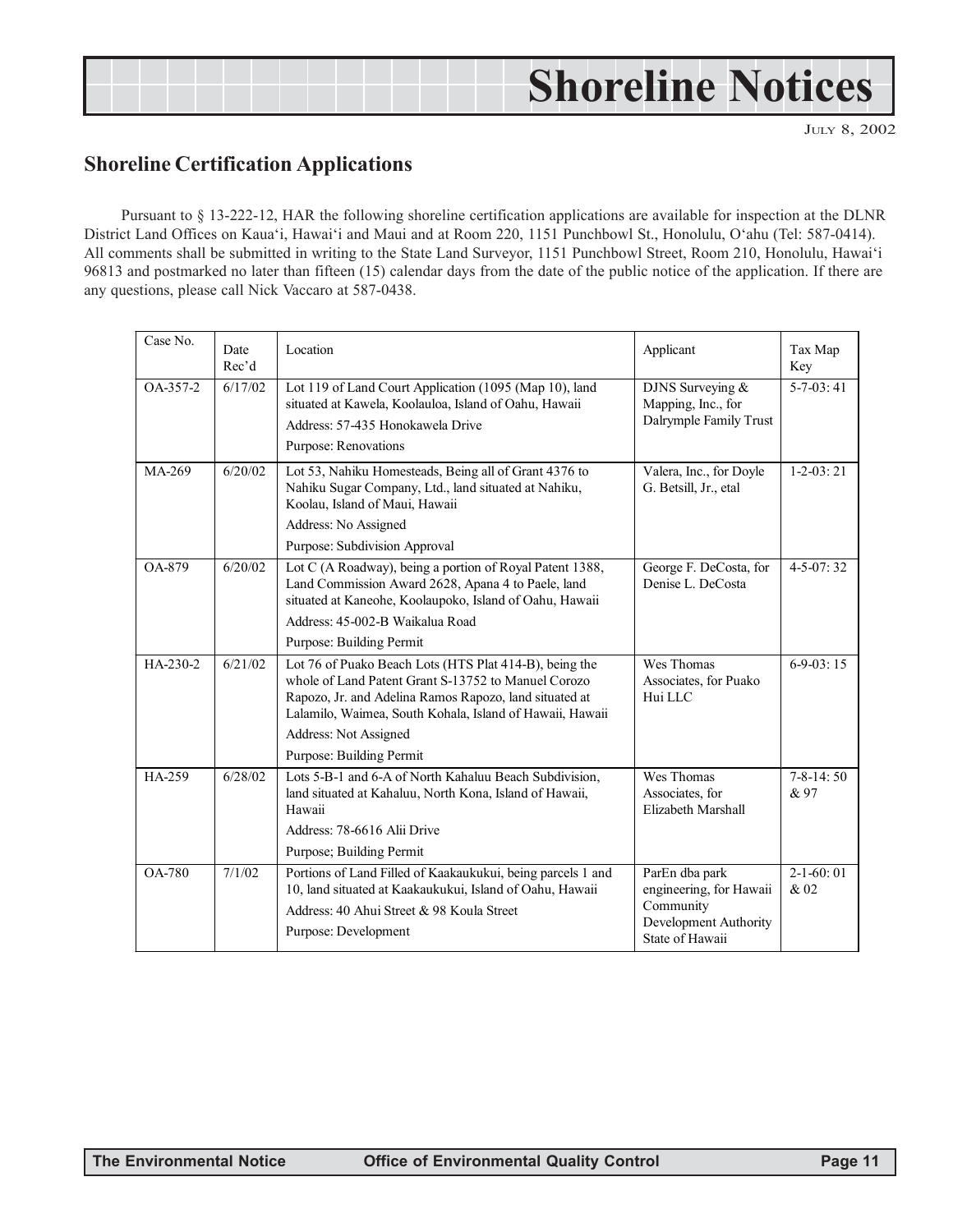# Shoreline Notices

JULY 8, 2002

## Shoreline Certification Applications

Pursuant to § 13-222-12, HAR the following shoreline certification applications are available for inspection at the DLNR District Land Offices on Kaua'i, Hawai'i and Maui and at Room 220, 1151 Punchbowl St., Honolulu, O'ahu (Tel: 587-0414). All comments shall be submitted in writing to the State Land Surveyor, 1151 Punchbowl Street, Room 210, Honolulu, Hawai'i 96813 and postmarked no later than fifteen (15) calendar days from the date of the public notice of the application. If there are any questions, please call Nick Vaccaro at 587-0438.

| Case No. | Date Rec'd | Location | Applicant | Tax Map Key |
|---|---|---|---|---|
| OA-357-2 | 6/17/02 | Lot 119 of Land Court Application (1095 (Map 10), land situated at Kawela, Koolauloa, Island of Oahu, Hawaii<br>Address: 57-435 Honokawela Drive<br>Purpose: Renovations | DJNS Surveying & Mapping, Inc., for Dalrymple Family Trust | 5-7-03: 41 |
| MA-269 | 6/20/02 | Lot 53, Nahiku Homesteads, Being all of Grant 4376 to Nahiku Sugar Company, Ltd., land situated at Nahiku, Koolau, Island of Maui, Hawaii<br>Address: No Assigned<br>Purpose: Subdivision Approval | Valera, Inc., for Doyle G. Betsill, Jr., etal | 1-2-03: 21 |
| OA-879 | 6/20/02 | Lot C (A Roadway), being a portion of Royal Patent 1388, Land Commission Award 2628, Apana 4 to Paele, land situated at Kaneohe, Koolaupoko, Island of Oahu, Hawaii<br>Address: 45-002-B Waikalua Road<br>Purpose: Building Permit | George F. DeCosta, for Denise L. DeCosta | 4-5-07: 32 |
| HA-230-2 | 6/21/02 | Lot 76 of Puako Beach Lots (HTS Plat 414-B), being the whole of Land Patent Grant S-13752 to Manuel Corozo Rapozo, Jr. and Adelina Ramos Rapozo, land situated at Lalamilo, Waimea, South Kohala, Island of Hawaii, Hawaii<br>Address: Not Assigned<br>Purpose: Building Permit | Wes Thomas Associates, for Puako Hui LLC | 6-9-03: 15 |
| HA-259 | 6/28/02 | Lots 5-B-1 and 6-A of North Kahaluu Beach Subdivision, land situated at Kahaluu, North Kona, Island of Hawaii, Hawaii<br>Address: 78-6616 Alii Drive<br>Purpose; Building Permit | Wes Thomas Associates, for Elizabeth Marshall | 7-8-14: 50 & 97 |
| OA-780 | 7/1/02 | Portions of Land Filled of Kaakaukukui, being parcels 1 and 10, land situated at Kaakaukukui, Island of Oahu, Hawaii<br>Address: 40 Ahui Street & 98 Koula Street<br>Purpose: Development | ParEn dba park engineering, for Hawaii Community Development Authority State of Hawaii | 2-1-60: 01 & 02 |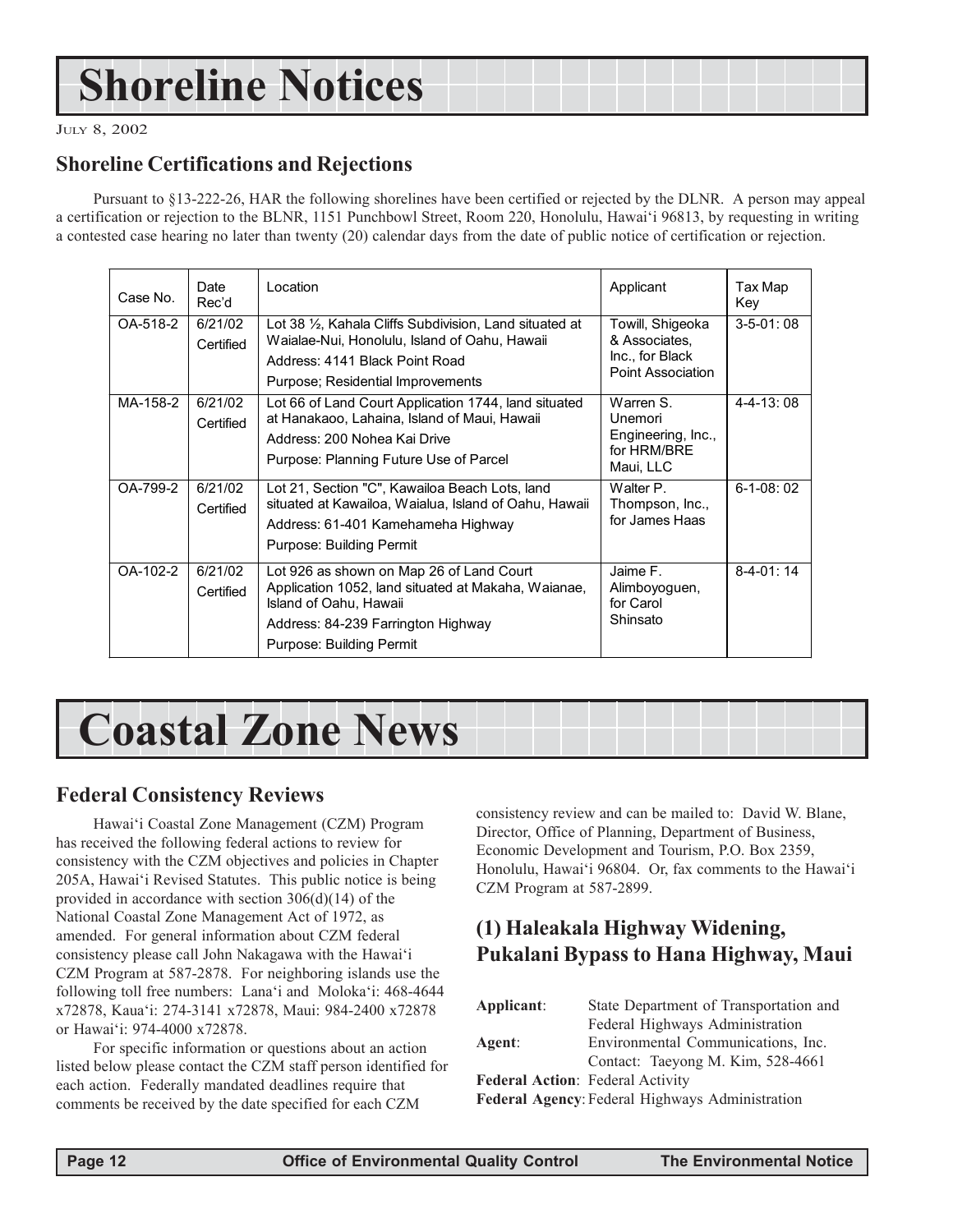# Shoreline Notices

JULY 8, 2002

## Shoreline Certifications and Rejections

Pursuant to §13-222-26, HAR the following shorelines have been certified or rejected by the DLNR. A person may appeal a certification or rejection to the BLNR, 1151 Punchbowl Street, Room 220, Honolulu, Hawai'i 96813, by requesting in writing a contested case hearing no later than twenty (20) calendar days from the date of public notice of certification or rejection.

| Case No. | Date Rec'd | Location | Applicant | Tax Map Key |
|---|---|---|---|---|
| OA-518-2 | 6/21/02 Certified | Lot 38 ½, Kahala Cliffs Subdivision, Land situated at Waialae-Nui, Honolulu, Island of Oahu, Hawaii<br>Address: 4141 Black Point Road<br>Purpose; Residential Improvements | Towill, Shigeoka & Associates, Inc., for Black Point Association | 3-5-01: 08 |
| MA-158-2 | 6/21/02 Certified | Lot 66 of Land Court Application 1744, land situated at Hanakaoo, Lahaina, Island of Maui, Hawaii<br>Address: 200 Nohea Kai Drive<br>Purpose: Planning Future Use of Parcel | Warren S. Unemori Engineering, Inc., for HRM/BRE Maui, LLC | 4-4-13: 08 |
| OA-799-2 | 6/21/02 Certified | Lot 21, Section "C", Kawailoa Beach Lots, land situated at Kawailoa, Waialua, Island of Oahu, Hawaii<br>Address: 61-401 Kamehameha Highway<br>Purpose: Building Permit | Walter P. Thompson, Inc., for James Haas | 6-1-08: 02 |
| OA-102-2 | 6/21/02 Certified | Lot 926 as shown on Map 26 of Land Court Application 1052, land situated at Makaha, Waianae, Island of Oahu, Hawaii<br>Address: 84-239 Farrington Highway<br>Purpose: Building Permit | Jaime F. Alimboyoguen, for Carol Shinsato | 8-4-01: 14 |

# Coastal Zone News

## Federal Consistency Reviews

Hawai'i Coastal Zone Management (CZM) Program has received the following federal actions to review for consistency with the CZM objectives and policies in Chapter 205A, Hawai'i Revised Statutes. This public notice is being provided in accordance with section 306(d)(14) of the National Coastal Zone Management Act of 1972, as amended. For general information about CZM federal consistency please call John Nakagawa with the Hawai'i CZM Program at 587-2878. For neighboring islands use the following toll free numbers: Lana'i and Moloka'i: 468-4644 x72878, Kaua'i: 274-3141 x72878, Maui: 984-2400 x72878 or Hawai'i: 974-4000 x72878.

For specific information or questions about an action listed below please contact the CZM staff person identified for each action. Federally mandated deadlines require that comments be received by the date specified for each CZM consistency review and can be mailed to: David W. Blane, Director, Office of Planning, Department of Business, Economic Development and Tourism, P.O. Box 2359, Honolulu, Hawai'i 96804. Or, fax comments to the Hawai'i CZM Program at 587-2899.

## (1) Haleakala Highway Widening, Pukalani Bypass to Hana Highway, Maui

**Applicant**: State Department of Transportation and Federal Highways Administration

**Agent**: Environmental Communications, Inc. Contact: Taeyong M. Kim, 528-4661

**Federal Action**: Federal Activity

**Federal Agency**: Federal Highways Administration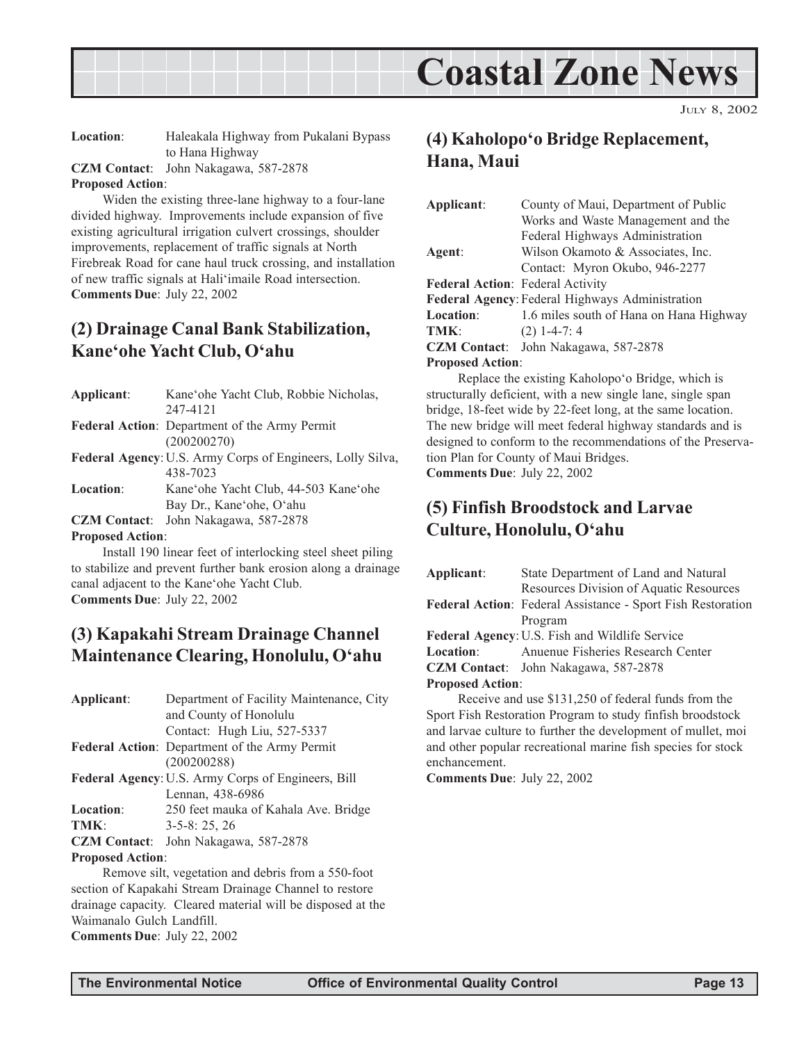# Coastal Zone News

July 8, 2002

**Location**: Haleakala Highway from Pukalani Bypass to Hana Highway
**CZM Contact**: John Nakagawa, 587-2878
**Proposed Action**:

Widen the existing three-lane highway to a four-lane divided highway. Improvements include expansion of five existing agricultural irrigation culvert crossings, shoulder improvements, replacement of traffic signals at North Firebreak Road for cane haul truck crossing, and installation of new traffic signals at Hali'imaile Road intersection.
**Comments Due**: July 22, 2002

## (2) Drainage Canal Bank Stabilization, Kane'ohe Yacht Club, O'ahu

**Applicant**: Kane'ohe Yacht Club, Robbie Nicholas, 247-4121
**Federal Action**: Department of the Army Permit (200200270)
**Federal Agency**: U.S. Army Corps of Engineers, Lolly Silva, 438-7023
**Location**: Kane'ohe Yacht Club, 44-503 Kane'ohe Bay Dr., Kane'ohe, O'ahu
**CZM Contact**: John Nakagawa, 587-2878
**Proposed Action**:

Install 190 linear feet of interlocking steel sheet piling to stabilize and prevent further bank erosion along a drainage canal adjacent to the Kane'ohe Yacht Club.
**Comments Due**: July 22, 2002

## (3) Kapakahi Stream Drainage Channel Maintenance Clearing, Honolulu, O'ahu

**Applicant**: Department of Facility Maintenance, City and County of Honolulu
Contact: Hugh Liu, 527-5337
**Federal Action**: Department of the Army Permit (200200288)
**Federal Agency**: U.S. Army Corps of Engineers, Bill Lennan, 438-6986
**Location**: 250 feet mauka of Kahala Ave. Bridge
**TMK**: 3-5-8: 25, 26
**CZM Contact**: John Nakagawa, 587-2878
**Proposed Action**:

Remove silt, vegetation and debris from a 550-foot section of Kapakahi Stream Drainage Channel to restore drainage capacity. Cleared material will be disposed at the Waimanalo Gulch Landfill.
**Comments Due**: July 22, 2002

## (4) Kaholopo'o Bridge Replacement, Hana, Maui

**Applicant**: County of Maui, Department of Public Works and Waste Management and the Federal Highways Administration
**Agent**: Wilson Okamoto & Associates, Inc.
Contact: Myron Okubo, 946-2277
**Federal Action**: Federal Activity
**Federal Agency**: Federal Highways Administration
**Location**: 1.6 miles south of Hana on Hana Highway
**TMK**: (2) 1-4-7: 4
**CZM Contact**: John Nakagawa, 587-2878
**Proposed Action**:

Replace the existing Kaholopo'o Bridge, which is structurally deficient, with a new single lane, single span bridge, 18-feet wide by 22-feet long, at the same location. The new bridge will meet federal highway standards and is designed to conform to the recommendations of the Preservation Plan for County of Maui Bridges.
**Comments Due**: July 22, 2002

## (5) Finfish Broodstock and Larvae Culture, Honolulu, O'ahu

**Applicant**: State Department of Land and Natural Resources Division of Aquatic Resources
**Federal Action**: Federal Assistance - Sport Fish Restoration Program
**Federal Agency**: U.S. Fish and Wildlife Service
**Location**: Anuenue Fisheries Research Center
**CZM Contact**: John Nakagawa, 587-2878
**Proposed Action**:

Receive and use $131,250 of federal funds from the Sport Fish Restoration Program to study finfish broodstock and larvae culture to further the development of mullet, moi and other popular recreational marine fish species for stock enchancement.
**Comments Due**: July 22, 2002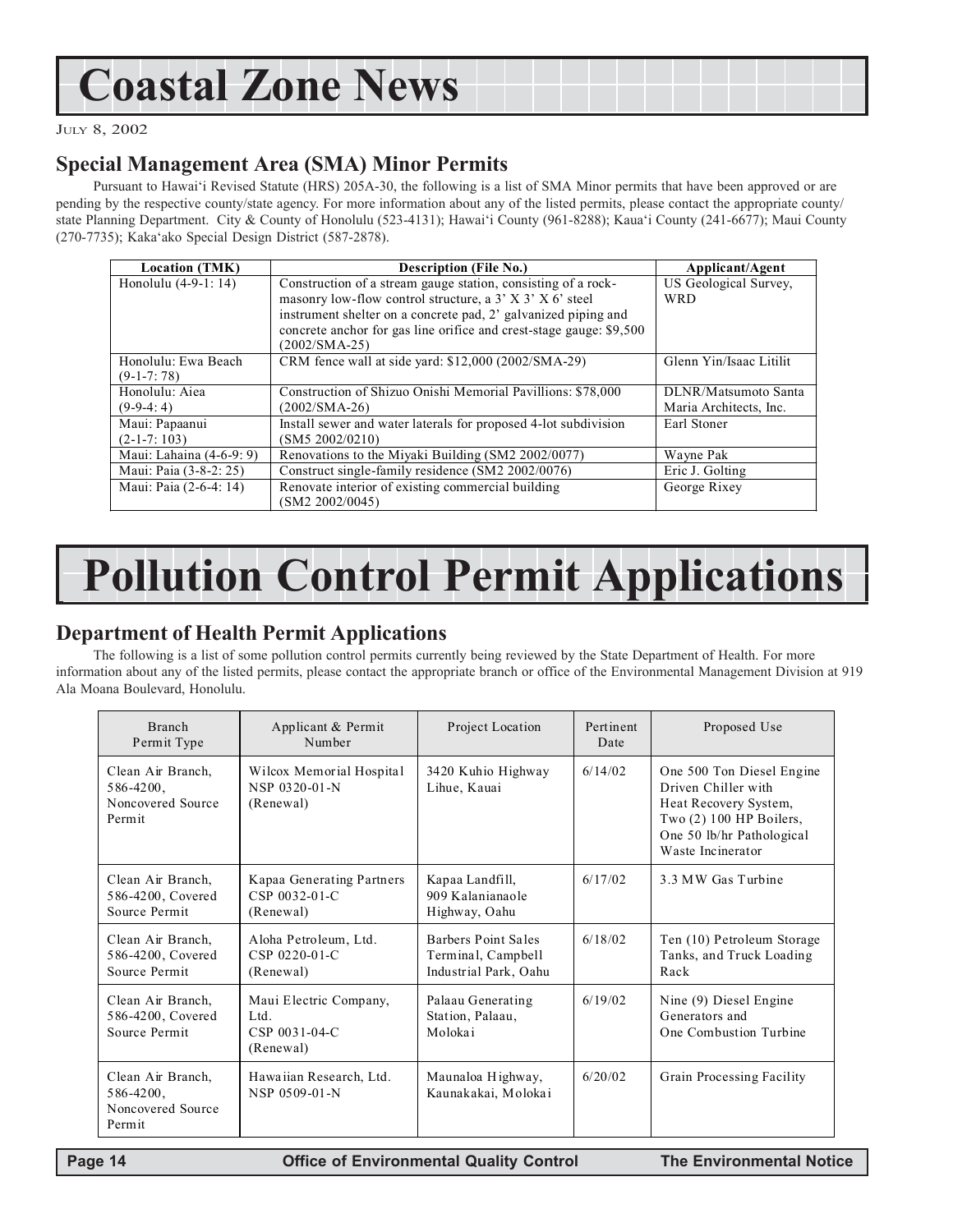# Coastal Zone News

JULY 8, 2002

## Special Management Area (SMA) Minor Permits

Pursuant to Hawai'i Revised Statute (HRS) 205A-30, the following is a list of SMA Minor permits that have been approved or are pending by the respective county/state agency. For more information about any of the listed permits, please contact the appropriate county/ state Planning Department. City & County of Honolulu (523-4131); Hawai'i County (961-8288); Kaua'i County (241-6677); Maui County (270-7735); Kaka'ako Special Design District (587-2878).

| Location (TMK) | Description (File No.) | Applicant/Agent |
|---|---|---|
| Honolulu (4-9-1: 14) | Construction of a stream gauge station, consisting of a rock-masonry low-flow control structure, a 3' X 3' X 6' steel instrument shelter on a concrete pad, 2' galvanized piping and concrete anchor for gas line orifice and crest-stage gauge: $9,500 (2002/SMA-25) | US Geological Survey, WRD |
| Honolulu: Ewa Beach (9-1-7: 78) | CRM fence wall at side yard: $12,000 (2002/SMA-29) | Glenn Yin/Isaac Litilit |
| Honolulu: Aiea (9-9-4: 4) | Construction of Shizuo Onishi Memorial Pavillions: $78,000 (2002/SMA-26) | DLNR/Matsumoto Santa Maria Architects, Inc. |
| Maui: Papaanui (2-1-7: 103) | Install sewer and water laterals for proposed 4-lot subdivision (SM5 2002/0210) | Earl Stoner |
| Maui: Lahaina (4-6-9: 9) | Renovations to the Miyaki Building (SM2 2002/0077) | Wayne Pak |
| Maui: Paia (3-8-2: 25) | Construct single-family residence (SM2 2002/0076) | Eric J. Golting |
| Maui: Paia (2-6-4: 14) | Renovate interior of existing commercial building (SM2 2002/0045) | George Rixey |

# Pollution Control Permit Applications

## Department of Health Permit Applications

The following is a list of some pollution control permits currently being reviewed by the State Department of Health. For more information about any of the listed permits, please contact the appropriate branch or office of the Environmental Management Division at 919 Ala Moana Boulevard, Honolulu.

| Branch Permit Type | Applicant & Permit Number | Project Location | Pertinent Date | Proposed Use |
|---|---|---|---|---|
| Clean Air Branch, 586-4200, Noncovered Source Permit | Wilcox Memorial Hospital NSP 0320-01-N (Renewal) | 3420 Kuhio Highway Lihue, Kauai | 6/14/02 | One 500 Ton Diesel Engine Driven Chiller with Heat Recovery System, Two (2) 100 HP Boilers, One 50 lb/hr Pathological Waste Incinerator |
| Clean Air Branch, 586-4200, Covered Source Permit | Kapaa Generating Partners CSP 0032-01-C (Renewal) | Kapaa Landfill, 909 Kalanianaole Highway, Oahu | 6/17/02 | 3.3 MW Gas Turbine |
| Clean Air Branch, 586-4200, Covered Source Permit | Aloha Petroleum, Ltd. CSP 0220-01-C (Renewal) | Barbers Point Sales Terminal, Campbell Industrial Park, Oahu | 6/18/02 | Ten (10) Petroleum Storage Tanks, and Truck Loading Rack |
| Clean Air Branch, 586-4200, Covered Source Permit | Maui Electric Company, Ltd. CSP 0031-04-C (Renewal) | Palaau Generating Station, Palaau, Molokai | 6/19/02 | Nine (9) Diesel Engine Generators and One Combustion Turbine |
| Clean Air Branch, 586-4200, Noncovered Source Permit | Hawaiian Research, Ltd. NSP 0509-01-N | Maunaloa Highway, Kaunakakai, Molokai | 6/20/02 | Grain Processing Facility |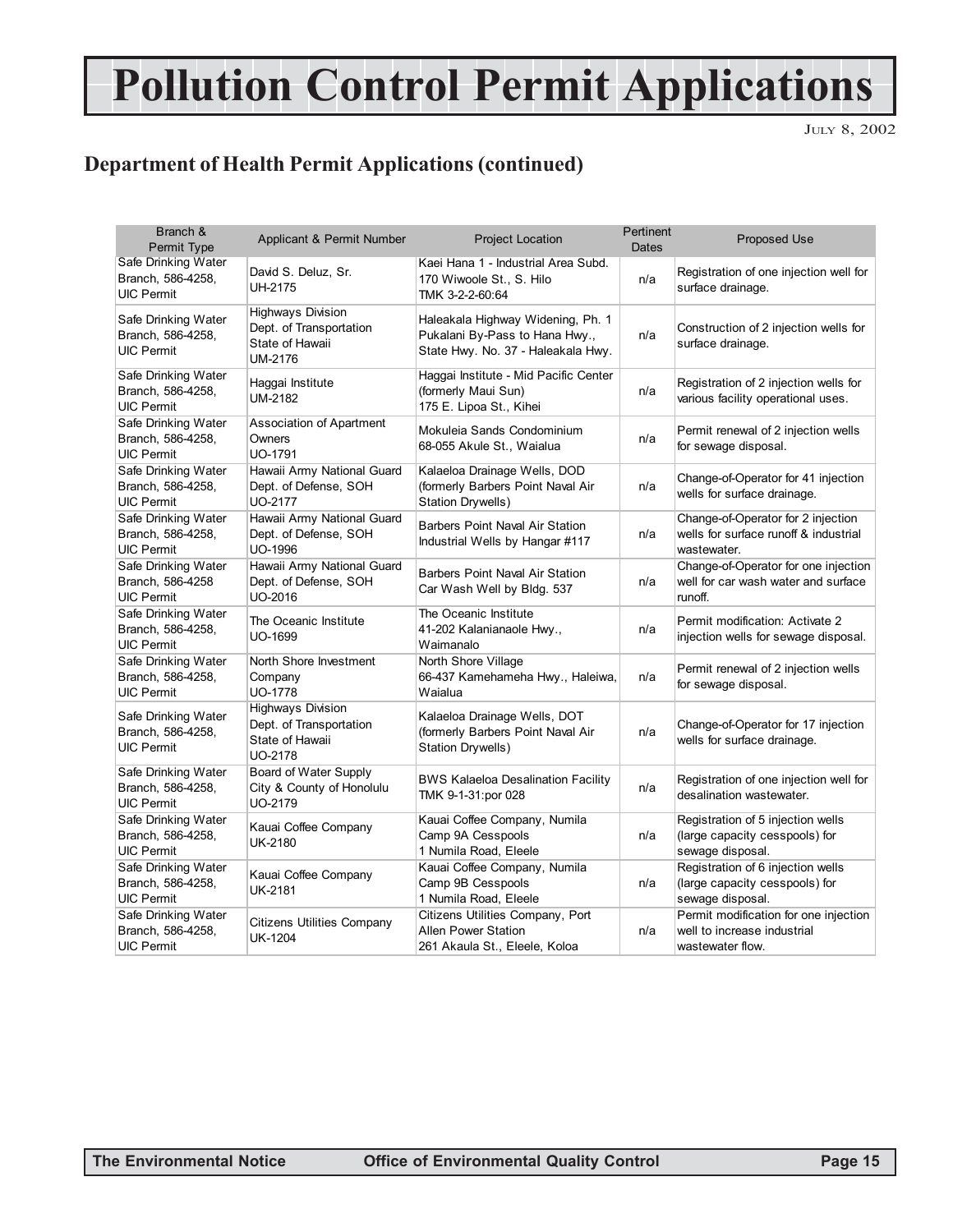# Pollution Control Permit Applications

JULY 8, 2002

## Department of Health Permit Applications (continued)

| Branch & Permit Type | Applicant & Permit Number | Project Location | Pertinent Dates | Proposed Use |
|---|---|---|---|---|
| Safe Drinking Water Branch, 586-4258, UIC Permit | David S. Deluz, Sr. UH-2175 | Kaei Hana 1 - Industrial Area Subd. 170 Wiwoole St., S. Hilo TMK 3-2-2-60:64 | n/a | Registration of one injection well for surface drainage. |
| Safe Drinking Water Branch, 586-4258, UIC Permit | Highways Division Dept. of Transportation State of Hawaii UM-2176 | Haleakala Highway Widening, Ph. 1 Pukalani By-Pass to Hana Hwy., State Hwy. No. 37 - Haleakala Hwy. | n/a | Construction of 2 injection wells for surface drainage. |
| Safe Drinking Water Branch, 586-4258, UIC Permit | Haggai Institute UM-2182 | Haggai Institute - Mid Pacific Center (formerly Maui Sun) 175 E. Lipoa St., Kihei | n/a | Registration of 2 injection wells for various facility operational uses. |
| Safe Drinking Water Branch, 586-4258, UIC Permit | Association of Apartment Owners UO-1791 | Mokuleia Sands Condominium 68-055 Akule St., Waialua | n/a | Permit renewal of 2 injection wells for sewage disposal. |
| Safe Drinking Water Branch, 586-4258, UIC Permit | Hawaii Army National Guard Dept. of Defense, SOH UO-2177 | Kalaeloa Drainage Wells, DOD (formerly Barbers Point Naval Air Station Drywells) | n/a | Change-of-Operator for 41 injection wells for surface drainage. |
| Safe Drinking Water Branch, 586-4258, UIC Permit | Hawaii Army National Guard Dept. of Defense, SOH UO-1996 | Barbers Point Naval Air Station Industrial Wells by Hangar #117 | n/a | Change-of-Operator for 2 injection wells for surface runoff & industrial wastewater. |
| Safe Drinking Water Branch, 586-4258 UIC Permit | Hawaii Army National Guard Dept. of Defense, SOH UO-2016 | Barbers Point Naval Air Station Car Wash Well by Bldg. 537 | n/a | Change-of-Operator for one injection well for car wash water and surface runoff. |
| Safe Drinking Water Branch, 586-4258, UIC Permit | The Oceanic Institute UO-1699 | The Oceanic Institute 41-202 Kalanianaole Hwy., Waimanalo | n/a | Permit modification: Activate 2 injection wells for sewage disposal. |
| Safe Drinking Water Branch, 586-4258, UIC Permit | North Shore Investment Company UO-1778 | North Shore Village 66-437 Kamehameha Hwy., Haleiwa, Waialua | n/a | Permit renewal of 2 injection wells for sewage disposal. |
| Safe Drinking Water Branch, 586-4258, UIC Permit | Highways Division Dept. of Transportation State of Hawaii UO-2178 | Kalaeloa Drainage Wells, DOT (formerly Barbers Point Naval Air Station Drywells) | n/a | Change-of-Operator for 17 injection wells for surface drainage. |
| Safe Drinking Water Branch, 586-4258, UIC Permit | Board of Water Supply City & County of Honolulu UO-2179 | BWS Kalaeloa Desalination Facility TMK 9-1-31:por 028 | n/a | Registration of one injection well for desalination wastewater. |
| Safe Drinking Water Branch, 586-4258, UIC Permit | Kauai Coffee Company UK-2180 | Kauai Coffee Company, Numila Camp 9A Cesspools 1 Numila Road, Eleele | n/a | Registration of 5 injection wells (large capacity cesspools) for sewage disposal. |
| Safe Drinking Water Branch, 586-4258, UIC Permit | Kauai Coffee Company UK-2181 | Kauai Coffee Company, Numila Camp 9B Cesspools 1 Numila Road, Eleele | n/a | Registration of 6 injection wells (large capacity cesspools) for sewage disposal. |
| Safe Drinking Water Branch, 586-4258, UIC Permit | Citizens Utilities Company UK-1204 | Citizens Utilities Company, Port Allen Power Station 261 Akaula St., Eleele, Koloa | n/a | Permit modification for one injection well to increase industrial wastewater flow. |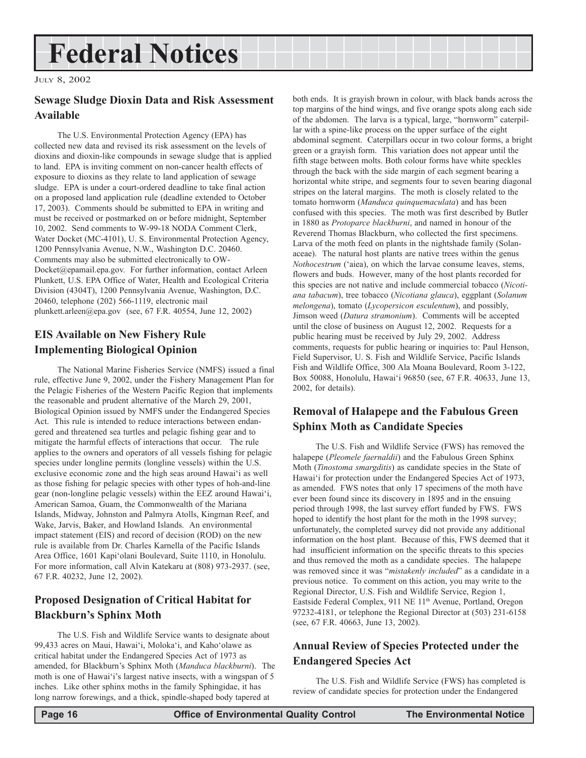# Federal Notices

July 8, 2002

## Sewage Sludge Dioxin Data and Risk Assessment Available

The U.S. Environmental Protection Agency (EPA) has collected new data and revised its risk assessment on the levels of dioxins and dioxin-like compounds in sewage sludge that is applied to land. EPA is inviting comment on non-cancer health effects of exposure to dioxins as they relate to land application of sewage sludge. EPA is under a court-ordered deadline to take final action on a proposed land application rule (deadline extended to October 17, 2003). Comments should be submitted to EPA in writing and must be received or postmarked on or before midnight, September 10, 2002. Send comments to W-99-18 NODA Comment Clerk, Water Docket (MC-4101), U. S. Environmental Protection Agency, 1200 Pennsylvania Avenue, N.W., Washington D.C. 20460. Comments may also be submitted electronically to OW-Docket@epamail.epa.gov. For further information, contact Arleen Plunkett, U.S. EPA Office of Water, Health and Ecological Criteria Division (4304T), 1200 Pennsylvania Avenue, Washington, D.C. 20460, telephone (202) 566-1119, electronic mail plunkett.arleen@epa.gov (see, 67 F.R. 40554, June 12, 2002)

## EIS Available on New Fishery Rule Implementing Biological Opinion

The National Marine Fisheries Service (NMFS) issued a final rule, effective June 9, 2002, under the Fishery Management Plan for the Pelagic Fisheries of the Western Pacific Region that implements the reasonable and prudent alternative of the March 29, 2001, Biological Opinion issued by NMFS under the Endangered Species Act. This rule is intended to reduce interactions between endangered and threatened sea turtles and pelagic fishing gear and to mitigate the harmful effects of interactions that occur. The rule applies to the owners and operators of all vessels fishing for pelagic species under longline permits (longline vessels) within the U.S. exclusive economic zone and the high seas around Hawai'i as well as those fishing for pelagic species with other types of hoh-and-line gear (non-longline pelagic vessels) within the EEZ around Hawai'i, American Samoa, Guam, the Commonwealth of the Mariana Islands, Midway, Johnston and Palmyra Atolls, Kingman Reef, and Wake, Jarvis, Baker, and Howland Islands. An environmental impact statement (EIS) and record of decision (ROD) on the new rule is available from Dr. Charles Karnella of the Pacific Islands Area Office, 1601 Kapi'olani Boulevard, Suite 1110, in Honolulu. For more information, call Alvin Katekaru at (808) 973-2937. (see, 67 F.R. 40232, June 12, 2002).

## Proposed Designation of Critical Habitat for Blackburn's Sphinx Moth

The U.S. Fish and Wildlife Service wants to designate about 99,433 acres on Maui, Hawai'i, Moloka'i, and Kaho'olawe as critical habitat under the Endangered Species Act of 1973 as amended, for Blackburn's Sphinx Moth (*Manduca blackburni*). The moth is one of Hawai'i's largest native insects, with a wingspan of 5 inches. Like other sphinx moths in the family Sphingidae, it has long narrow forewings, and a thick, spindle-shaped body tapered at both ends. It is grayish brown in colour, with black bands across the top margins of the hind wings, and five orange spots along each side of the abdomen. The larva is a typical, large, "hornworm" caterpillar with a spine-like process on the upper surface of the eight abdominal segment. Caterpillars occur in two colour forms, a bright green or a grayish form. This variation does not appear until the fifth stage between molts. Both colour forms have white speckles through the back with the side margin of each segment bearing a horizontal white stripe, and segments four to seven bearing diagonal stripes on the lateral margins. The moth is closely related to the tomato hornworm (*Manduca quinquemaculata*) and has been confused with this species. The moth was first described by Butler in 1880 as *Protoparce blackburni*, and named in honour of the Reverend Thomas Blackburn, who collected the first specimens. Larva of the moth feed on plants in the nightshade family (Solanaceae). The natural host plants are native trees within the genus *Nothocestrum* ('aiea), on which the larvae consume leaves, stems, flowers and buds. However, many of the host plants recorded for this species are not native and include commercial tobacco (*Nicotiana tabacum*), tree tobacco (*Nicotiana glauca*), eggplant (*Solanum melongena*), tomato (*Lycopersicon esculentum*), and possibly, Jimson weed (*Datura stramonium*). Comments will be accepted until the close of business on August 12, 2002. Requests for a public hearing must be received by July 29, 2002. Address comments, requests for public hearing or inquiries to: Paul Henson, Field Supervisor, U. S. Fish and Wildlife Service, Pacific Islands Fish and Wildlife Office, 300 Ala Moana Boulevard, Room 3-122, Box 50088, Honolulu, Hawai'i 96850 (see, 67 F.R. 40633, June 13, 2002, for details).

## Removal of Halapepe and the Fabulous Green Sphinx Moth as Candidate Species

The U.S. Fish and Wildlife Service (FWS) has removed the halapepe (*Pleomele faernaldii*) and the Fabulous Green Sphinx Moth (*Tinostoma smargditis*) as candidate species in the State of Hawai'i for protection under the Endangered Species Act of 1973, as amended. FWS notes that only 17 specimens of the moth have ever been found since its discovery in 1895 and in the ensuing period through 1998, the last survey effort funded by FWS. FWS hoped to identify the host plant for the moth in the 1998 survey; unfortunately, the completed survey did not provide any additional information on the host plant. Because of this, FWS deemed that it had insufficient information on the specific threats to this species and thus removed the moth as a candidate species. The halapepe was removed since it was "*mistakenly included*" as a candidate in a previous notice. To comment on this action, you may write to the Regional Director, U.S. Fish and Wildlife Service, Region 1, Eastside Federal Complex, 911 NE 11th Avenue, Portland, Oregon 97232-4181, or telephone the Regional Director at (503) 231-6158 (see, 67 F.R. 40663, June 13, 2002).

## Annual Review of Species Protected under the Endangered Species Act

The U.S. Fish and Wildlife Service (FWS) has completed is review of candidate species for protection under the Endangered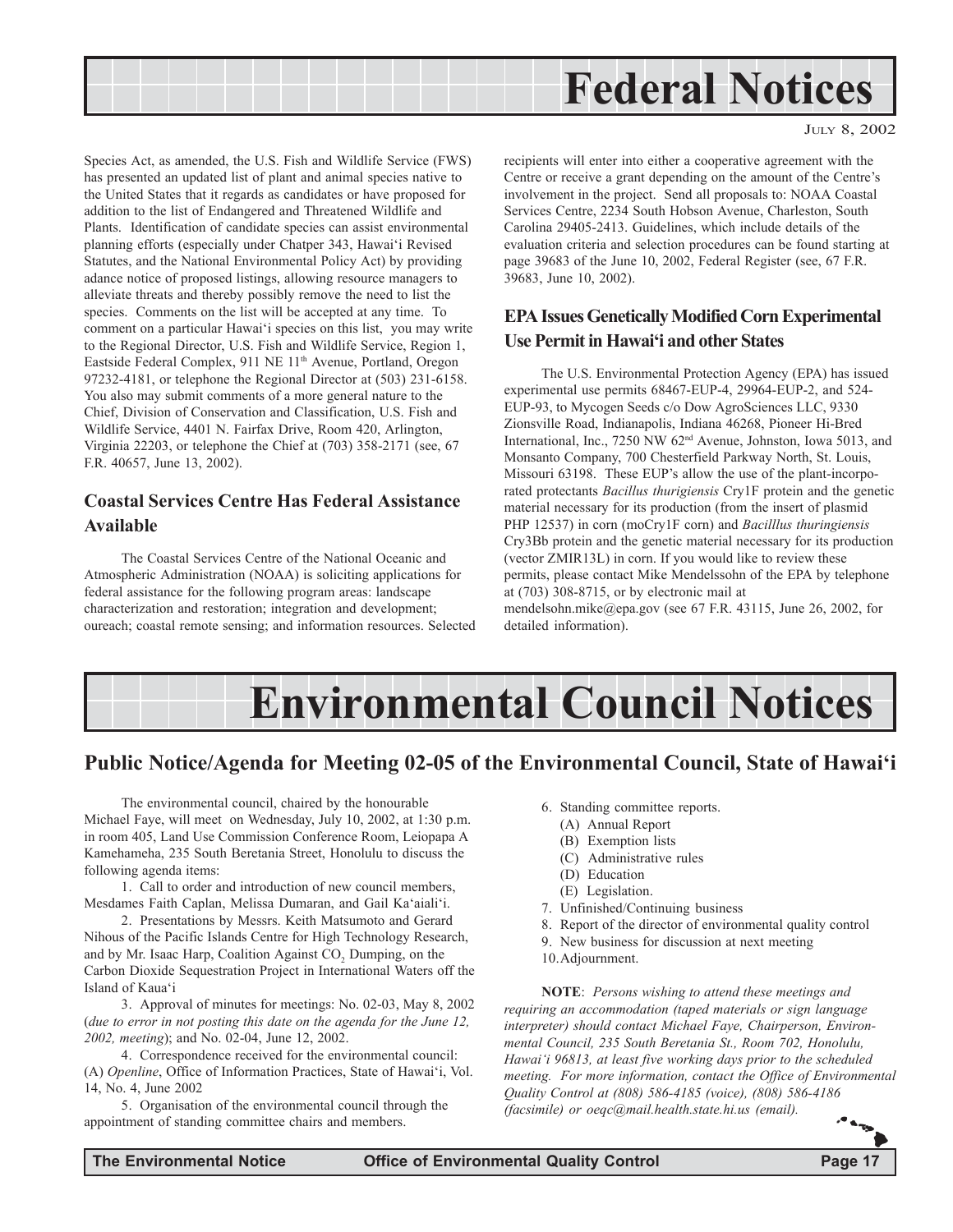# Federal Notices

JULY 8, 2002

Species Act, as amended, the U.S. Fish and Wildlife Service (FWS) has presented an updated list of plant and animal species native to the United States that it regards as candidates or have proposed for addition to the list of Endangered and Threatened Wildlife and Plants. Identification of candidate species can assist environmental planning efforts (especially under Chatper 343, Hawai'i Revised Statutes, and the National Environmental Policy Act) by providing adance notice of proposed listings, allowing resource managers to alleviate threats and thereby possibly remove the need to list the species. Comments on the list will be accepted at any time. To comment on a particular Hawai'i species on this list, you may write to the Regional Director, U.S. Fish and Wildlife Service, Region 1, Eastside Federal Complex, 911 NE 11th Avenue, Portland, Oregon 97232-4181, or telephone the Regional Director at (503) 231-6158. You also may submit comments of a more general nature to the Chief, Division of Conservation and Classification, U.S. Fish and Wildlife Service, 4401 N. Fairfax Drive, Room 420, Arlington, Virginia 22203, or telephone the Chief at (703) 358-2171 (see, 67 F.R. 40657, June 13, 2002).

## Coastal Services Centre Has Federal Assistance Available

The Coastal Services Centre of the National Oceanic and Atmospheric Administration (NOAA) is soliciting applications for federal assistance for the following program areas: landscape characterization and restoration; integration and development; oureach; coastal remote sensing; and information resources. Selected recipients will enter into either a cooperative agreement with the Centre or receive a grant depending on the amount of the Centre's involvement in the project. Send all proposals to: NOAA Coastal Services Centre, 2234 South Hobson Avenue, Charleston, South Carolina 29405-2413. Guidelines, which include details of the evaluation criteria and selection procedures can be found starting at page 39683 of the June 10, 2002, Federal Register (see, 67 F.R. 39683, June 10, 2002).

## EPA Issues Genetically Modified Corn Experimental Use Permit in Hawai'i and other States

The U.S. Environmental Protection Agency (EPA) has issued experimental use permits 68467-EUP-4, 29964-EUP-2, and 524-EUP-93, to Mycogen Seeds c/o Dow AgroSciences LLC, 9330 Zionsville Road, Indianapolis, Indiana 46268, Pioneer Hi-Bred International, Inc., 7250 NW 62nd Avenue, Johnston, Iowa 5013, and Monsanto Company, 700 Chesterfield Parkway North, St. Louis, Missouri 63198. These EUP's allow the use of the plant-incorporated protectants *Bacillus thurigiensis* Cry1F protein and the genetic material necessary for its production (from the insert of plasmid PHP 12537) in corn (moCry1F corn) and *Bacilllus thuringiensis* Cry3Bb protein and the genetic material necessary for its production (vector ZMIR13L) in corn. If you would like to review these permits, please contact Mike Mendelssohn of the EPA by telephone at (703) 308-8715, or by electronic mail at mendelsohn.mike@epa.gov (see 67 F.R. 43115, June 26, 2002, for detailed information).

# Environmental Council Notices

## Public Notice/Agenda for Meeting 02-05 of the Environmental Council, State of Hawai'i

The environmental council, chaired by the honourable Michael Faye, will meet on Wednesday, July 10, 2002, at 1:30 p.m. in room 405, Land Use Commission Conference Room, Leiopapa A Kamehameha, 235 South Beretania Street, Honolulu to discuss the following agenda items:

1. Call to order and introduction of new council members, Mesdames Faith Caplan, Melissa Dumaran, and Gail Ka'aiali'i.
2. Presentations by Messrs. Keith Matsumoto and Gerard Nihous of the Pacific Islands Centre for High Technology Research, and by Mr. Isaac Harp, Coalition Against $CO_2$ Dumping, on the Carbon Dioxide Sequestration Project in International Waters off the Island of Kaua'i
3. Approval of minutes for meetings: No. 02-03, May 8, 2002 (*due to error in not posting this date on the agenda for the June 12, 2002, meeting*); and No. 02-04, June 12, 2002.
4. Correspondence received for the environmental council: (A) *Openline*, Office of Information Practices, State of Hawai'i, Vol. 14, No. 4, June 2002
5. Organisation of the environmental council through the appointment of standing committee chairs and members.
6. Standing committee reports.
   - (A) Annual Report
   - (B) Exemption lists
   - (C) Administrative rules
   - (D) Education
   - (E) Legislation.
7. Unfinished/Continuing business
8. Report of the director of environmental quality control
9. New business for discussion at next meeting
10. Adjournment.

**NOTE**: *Persons wishing to attend these meetings and requiring an accommodation (taped materials or sign language interpreter) should contact Michael Faye, Chairperson, Environmental Council, 235 South Beretania St., Room 702, Honolulu, Hawai'i 96813, at least five working days prior to the scheduled meeting. For more information, contact the Office of Environmental Quality Control at (808) 586-4185 (voice), (808) 586-4186 (facsimile) or oeqc@mail.health.state.hi.us (email).*